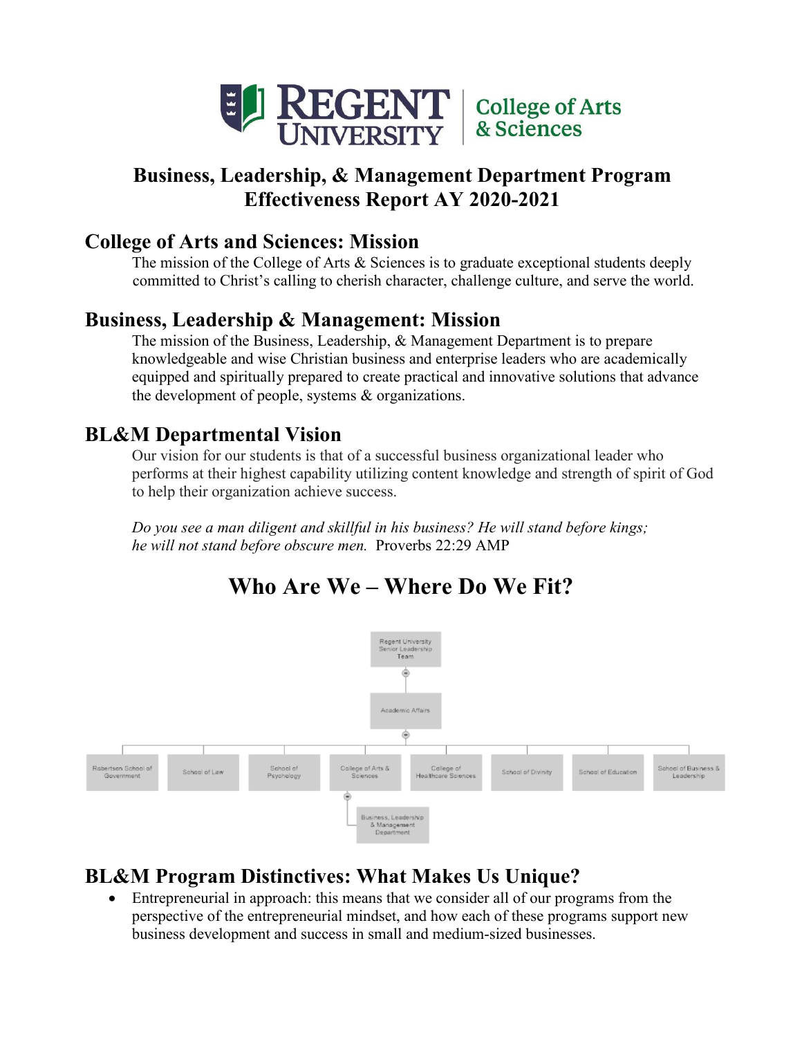# Business, Leadership, & Management Department Program Effectiveness Report AY 2020-2021

## College of Arts and Sciences: Mission

The mission of the College of Arts & Sciences is to graduate exceptional students deeply committed to Christ's calling to cherish character, challenge culture, and serve the world.

## Business, Leadership & Management: Mission

The mission of the Business, Leadership, & Management Department is to prepare knowledgeable and wise Christian business and enterprise leaders who are academically equipped and spiritually prepared to create practical and innovative solutions that advance the development of people, systems & organizations.

## BL&M Departmental Vision

Our vision for our students is that of a successful business organizational leader who performs at their highest capability utilizing content knowledge and strength of spirit of God to help their organization achieve success.

*Do you see a man diligent and skillful in his business? He will stand before kings; he will not stand before obscure men.* Proverbs 22:29 AMP

# Who Are We – Where Do We Fit?

- Regent University Senior Leadership Team
  - Academic Affairs
    - Robertson School of Government
    - School of Law
    - School of Psychology
    - College of Arts & Sciences
      - Business, Leadership & Management Department
    - College of Healthcare Sciences
    - School of Divinity
    - School of Education
    - School of Business & Leadership

## BL&M Program Distinctives: What Makes Us Unique?

- Entrepreneurial in approach: this means that we consider all of our programs from the perspective of the entrepreneurial mindset, and how each of these programs support new business development and success in small and medium-sized businesses.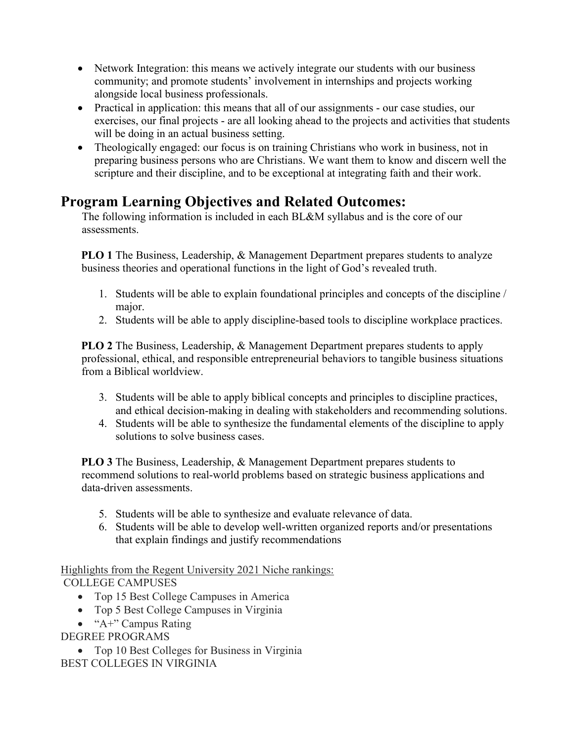- Network Integration: this means we actively integrate our students with our business community; and promote students' involvement in internships and projects working alongside local business professionals.
- Practical in application: this means that all of our assignments - our case studies, our exercises, our final projects - are all looking ahead to the projects and activities that students will be doing in an actual business setting.
- Theologically engaged: our focus is on training Christians who work in business, not in preparing business persons who are Christians. We want them to know and discern well the scripture and their discipline, and to be exceptional at integrating faith and their work.

## Program Learning Objectives and Related Outcomes:

The following information is included in each BL&M syllabus and is the core of our assessments.

**PLO 1** The Business, Leadership, & Management Department prepares students to analyze business theories and operational functions in the light of God's revealed truth.

1. Students will be able to explain foundational principles and concepts of the discipline / major.
2. Students will be able to apply discipline-based tools to discipline workplace practices.

**PLO 2** The Business, Leadership, & Management Department prepares students to apply professional, ethical, and responsible entrepreneurial behaviors to tangible business situations from a Biblical worldview.

3. Students will be able to apply biblical concepts and principles to discipline practices, and ethical decision-making in dealing with stakeholders and recommending solutions.
4. Students will be able to synthesize the fundamental elements of the discipline to apply solutions to solve business cases.

**PLO 3** The Business, Leadership, & Management Department prepares students to recommend solutions to real-world problems based on strategic business applications and data-driven assessments.

5. Students will be able to synthesize and evaluate relevance of data.
6. Students will be able to develop well-written organized reports and/or presentations that explain findings and justify recommendations

Highlights from the Regent University 2021 Niche rankings:

COLLEGE CAMPUSES

- Top 15 Best College Campuses in America
- Top 5 Best College Campuses in Virginia
- "A+" Campus Rating

DEGREE PROGRAMS

- Top 10 Best Colleges for Business in Virginia

BEST COLLEGES IN VIRGINIA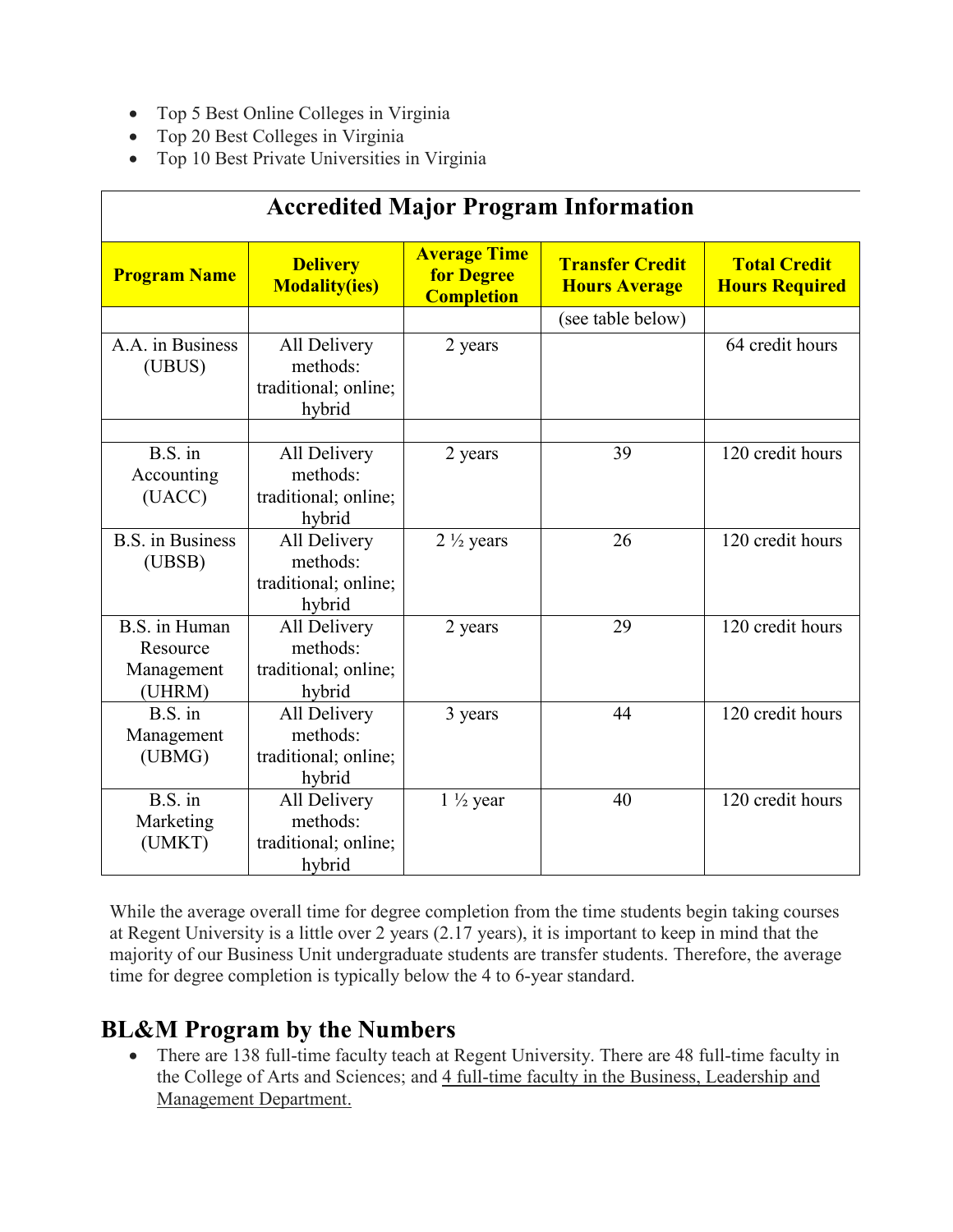- Top 5 Best Online Colleges in Virginia
- Top 20 Best Colleges in Virginia
- Top 10 Best Private Universities in Virginia

| Accredited Major Program Information | | | | |
|---|---|---|---|---|
| **Program Name** | **Delivery Modality(ies)** | **Average Time for Degree Completion** | **Transfer Credit Hours Average** | **Total Credit Hours Required** |
| | | | (see table below) | |
| A.A. in Business (UBUS) | All Delivery methods: traditional; online; hybrid | 2 years | | 64 credit hours |
| | | | | |
| B.S. in Accounting (UACC) | All Delivery methods: traditional; online; hybrid | 2 years | 39 | 120 credit hours |
| B.S. in Business (UBSB) | All Delivery methods: traditional; online; hybrid | 2 ½ years | 26 | 120 credit hours |
| B.S. in Human Resource Management (UHRM) | All Delivery methods: traditional; online; hybrid | 2 years | 29 | 120 credit hours |
| B.S. in Management (UBMG) | All Delivery methods: traditional; online; hybrid | 3 years | 44 | 120 credit hours |
| B.S. in Marketing (UMKT) | All Delivery methods: traditional; online; hybrid | 1 ½ year | 40 | 120 credit hours |

While the average overall time for degree completion from the time students begin taking courses at Regent University is a little over 2 years (2.17 years), it is important to keep in mind that the majority of our Business Unit undergraduate students are transfer students. Therefore, the average time for degree completion is typically below the 4 to 6-year standard.

## BL&M Program by the Numbers

- There are 138 full-time faculty teach at Regent University. There are 48 full-time faculty in the College of Arts and Sciences; and 4 full-time faculty in the Business, Leadership and Management Department.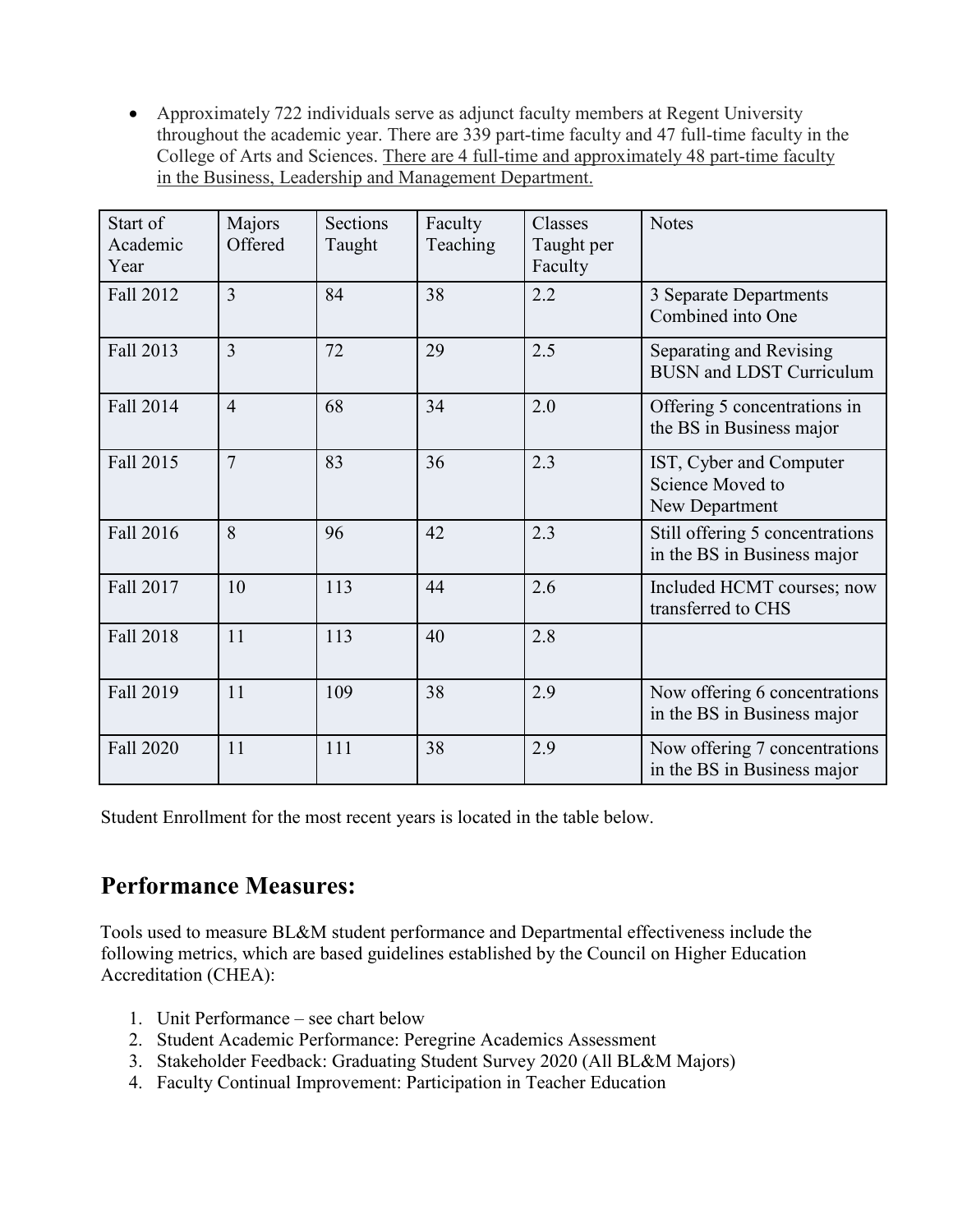- Approximately 722 individuals serve as adjunct faculty members at Regent University throughout the academic year. There are 339 part-time faculty and 47 full-time faculty in the College of Arts and Sciences. <u>There are 4 full-time and approximately 48 part-time faculty in the Business, Leadership and Management Department.</u>

| Start of Academic Year | Majors Offered | Sections Taught | Faculty Teaching | Classes Taught per Faculty | Notes |
|---|---|---|---|---|---|
| Fall 2012 | 3 | 84 | 38 | 2.2 | 3 Separate Departments Combined into One |
| Fall 2013 | 3 | 72 | 29 | 2.5 | Separating and Revising BUSN and LDST Curriculum |
| Fall 2014 | 4 | 68 | 34 | 2.0 | Offering 5 concentrations in the BS in Business major |
| Fall 2015 | 7 | 83 | 36 | 2.3 | IST, Cyber and Computer Science Moved to New Department |
| Fall 2016 | 8 | 96 | 42 | 2.3 | Still offering 5 concentrations in the BS in Business major |
| Fall 2017 | 10 | 113 | 44 | 2.6 | Included HCMT courses; now transferred to CHS |
| Fall 2018 | 11 | 113 | 40 | 2.8 | |
| Fall 2019 | 11 | 109 | 38 | 2.9 | Now offering 6 concentrations in the BS in Business major |
| Fall 2020 | 11 | 111 | 38 | 2.9 | Now offering 7 concentrations in the BS in Business major |

Student Enrollment for the most recent years is located in the table below.

## Performance Measures:

Tools used to measure BL&M student performance and Departmental effectiveness include the following metrics, which are based guidelines established by the Council on Higher Education Accreditation (CHEA):

1. Unit Performance – see chart below
2. Student Academic Performance: Peregrine Academics Assessment
3. Stakeholder Feedback: Graduating Student Survey 2020 (All BL&M Majors)
4. Faculty Continual Improvement: Participation in Teacher Education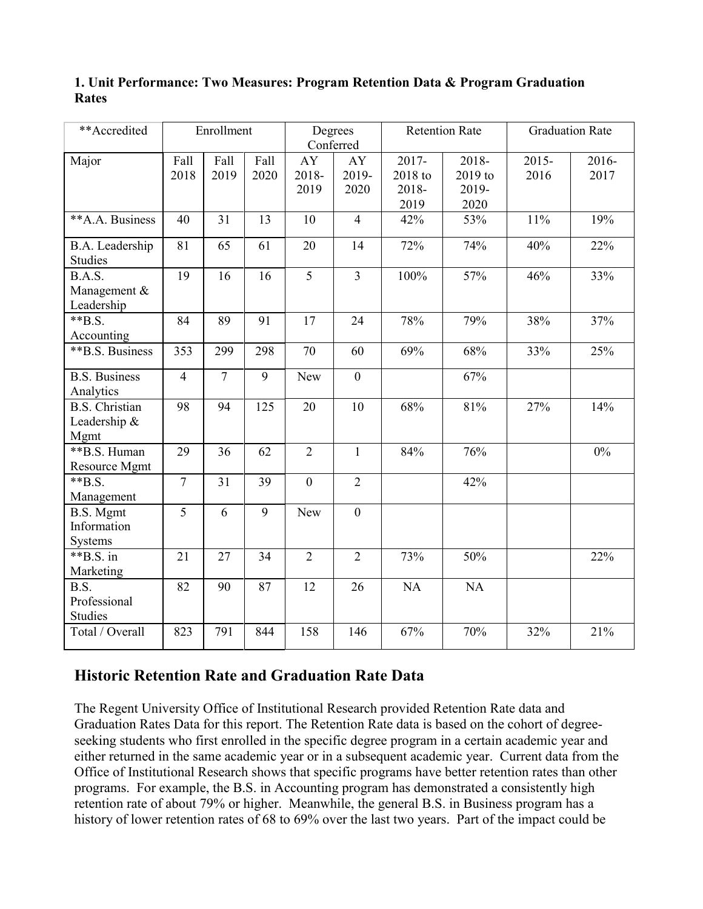**1. Unit Performance: Two Measures: Program Retention Data & Program Graduation Rates**

| **Accredited | Enrollment | | | Degrees Conferred | | Retention Rate | | Graduation Rate | |
|---|---|---|---|---|---|---|---|---|---|
| Major | Fall 2018 | Fall 2019 | Fall 2020 | AY 2018-2019 | AY 2019-2020 | 2017-2018 to 2018-2019 | 2018-2019 to 2019-2020 | 2015-2016 | 2016-2017 |
| **A.A. Business | 40 | 31 | 13 | 10 | 4 | 42% | 53% | 11% | 19% |
| B.A. Leadership Studies | 81 | 65 | 61 | 20 | 14 | 72% | 74% | 40% | 22% |
| B.A.S. Management & Leadership | 19 | 16 | 16 | 5 | 3 | 100% | 57% | 46% | 33% |
| **B.S. Accounting | 84 | 89 | 91 | 17 | 24 | 78% | 79% | 38% | 37% |
| **B.S. Business | 353 | 299 | 298 | 70 | 60 | 69% | 68% | 33% | 25% |
| B.S. Business Analytics | 4 | 7 | 9 | New | 0 | | 67% | | |
| B.S. Christian Leadership & Mgmt | 98 | 94 | 125 | 20 | 10 | 68% | 81% | 27% | 14% |
| **B.S. Human Resource Mgmt | 29 | 36 | 62 | 2 | 1 | 84% | 76% | | 0% |
| **B.S. Management | 7 | 31 | 39 | 0 | 2 | | 42% | | |
| B.S. Mgmt Information Systems | 5 | 6 | 9 | New | 0 | | | | |
| **B.S. in Marketing | 21 | 27 | 34 | 2 | 2 | 73% | 50% | | 22% |
| B.S. Professional Studies | 82 | 90 | 87 | 12 | 26 | NA | NA | | |
| Total / Overall | 823 | 791 | 844 | 158 | 146 | 67% | 70% | 32% | 21% |

## Historic Retention Rate and Graduation Rate Data

The Regent University Office of Institutional Research provided Retention Rate data and Graduation Rates Data for this report. The Retention Rate data is based on the cohort of degree-seeking students who first enrolled in the specific degree program in a certain academic year and either returned in the same academic year or in a subsequent academic year. Current data from the Office of Institutional Research shows that specific programs have better retention rates than other programs. For example, the B.S. in Accounting program has demonstrated a consistently high retention rate of about 79% or higher. Meanwhile, the general B.S. in Business program has a history of lower retention rates of 68 to 69% over the last two years. Part of the impact could be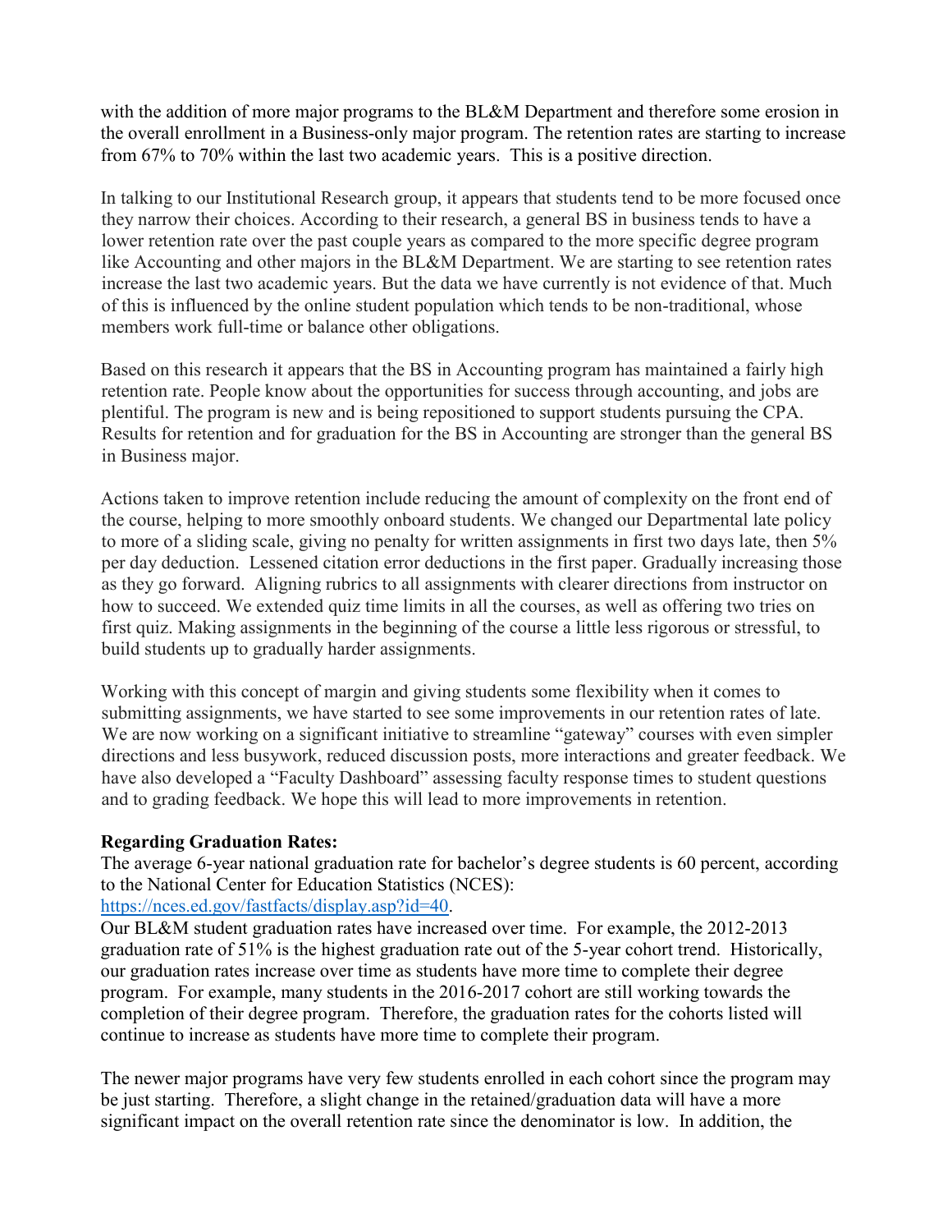with the addition of more major programs to the BL&M Department and therefore some erosion in the overall enrollment in a Business-only major program. The retention rates are starting to increase from 67% to 70% within the last two academic years. This is a positive direction.

In talking to our Institutional Research group, it appears that students tend to be more focused once they narrow their choices. According to their research, a general BS in business tends to have a lower retention rate over the past couple years as compared to the more specific degree program like Accounting and other majors in the BL&M Department. We are starting to see retention rates increase the last two academic years. But the data we have currently is not evidence of that. Much of this is influenced by the online student population which tends to be non-traditional, whose members work full-time or balance other obligations.

Based on this research it appears that the BS in Accounting program has maintained a fairly high retention rate. People know about the opportunities for success through accounting, and jobs are plentiful. The program is new and is being repositioned to support students pursuing the CPA. Results for retention and for graduation for the BS in Accounting are stronger than the general BS in Business major.

Actions taken to improve retention include reducing the amount of complexity on the front end of the course, helping to more smoothly onboard students. We changed our Departmental late policy to more of a sliding scale, giving no penalty for written assignments in first two days late, then 5% per day deduction. Lessened citation error deductions in the first paper. Gradually increasing those as they go forward. Aligning rubrics to all assignments with clearer directions from instructor on how to succeed. We extended quiz time limits in all the courses, as well as offering two tries on first quiz. Making assignments in the beginning of the course a little less rigorous or stressful, to build students up to gradually harder assignments.

Working with this concept of margin and giving students some flexibility when it comes to submitting assignments, we have started to see some improvements in our retention rates of late. We are now working on a significant initiative to streamline "gateway" courses with even simpler directions and less busywork, reduced discussion posts, more interactions and greater feedback. We have also developed a "Faculty Dashboard" assessing faculty response times to student questions and to grading feedback. We hope this will lead to more improvements in retention.

**Regarding Graduation Rates:**

The average 6-year national graduation rate for bachelor's degree students is 60 percent, according to the National Center for Education Statistics (NCES): [https://nces.ed.gov/fastfacts/display.asp?id=40](https://nces.ed.gov/fastfacts/display.asp?id=40).

Our BL&M student graduation rates have increased over time. For example, the 2012-2013 graduation rate of 51% is the highest graduation rate out of the 5-year cohort trend. Historically, our graduation rates increase over time as students have more time to complete their degree program. For example, many students in the 2016-2017 cohort are still working towards the completion of their degree program. Therefore, the graduation rates for the cohorts listed will continue to increase as students have more time to complete their program.

The newer major programs have very few students enrolled in each cohort since the program may be just starting. Therefore, a slight change in the retained/graduation data will have a more significant impact on the overall retention rate since the denominator is low. In addition, the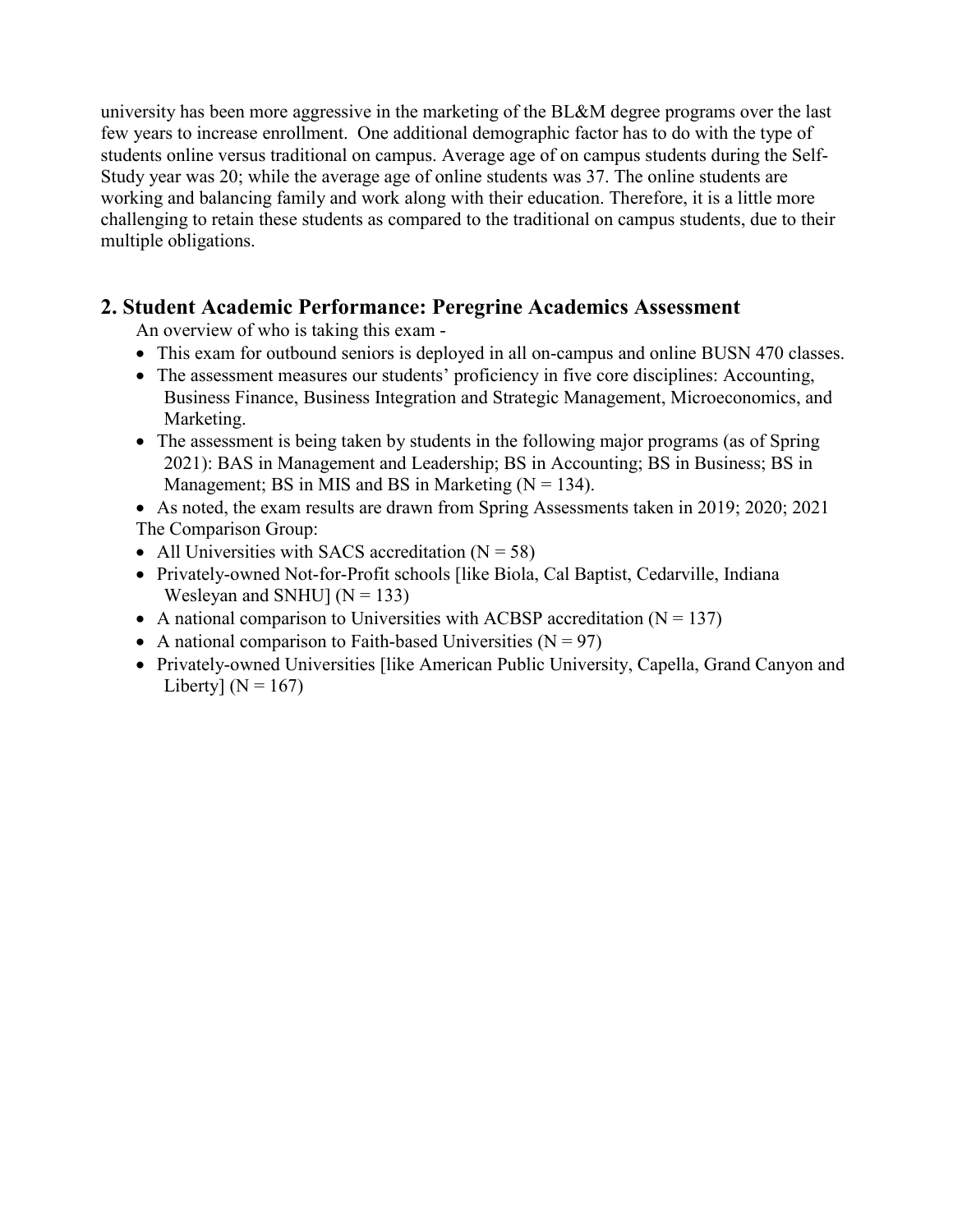university has been more aggressive in the marketing of the BL&M degree programs over the last few years to increase enrollment. One additional demographic factor has to do with the type of students online versus traditional on campus. Average age of on campus students during the Self-Study year was 20; while the average age of online students was 37. The online students are working and balancing family and work along with their education. Therefore, it is a little more challenging to retain these students as compared to the traditional on campus students, due to their multiple obligations.

## 2. Student Academic Performance: Peregrine Academics Assessment

An overview of who is taking this exam -

- This exam for outbound seniors is deployed in all on-campus and online BUSN 470 classes.
- The assessment measures our students' proficiency in five core disciplines: Accounting, Business Finance, Business Integration and Strategic Management, Microeconomics, and Marketing.
- The assessment is being taken by students in the following major programs (as of Spring 2021): BAS in Management and Leadership; BS in Accounting; BS in Business; BS in Management; BS in MIS and BS in Marketing (N = 134).
- As noted, the exam results are drawn from Spring Assessments taken in 2019; 2020; 2021

The Comparison Group:

- All Universities with SACS accreditation (N = 58)
- Privately-owned Not-for-Profit schools [like Biola, Cal Baptist, Cedarville, Indiana Wesleyan and SNHU] (N = 133)
- A national comparison to Universities with ACBSP accreditation (N = 137)
- A national comparison to Faith-based Universities (N = 97)
- Privately-owned Universities [like American Public University, Capella, Grand Canyon and Liberty] (N = 167)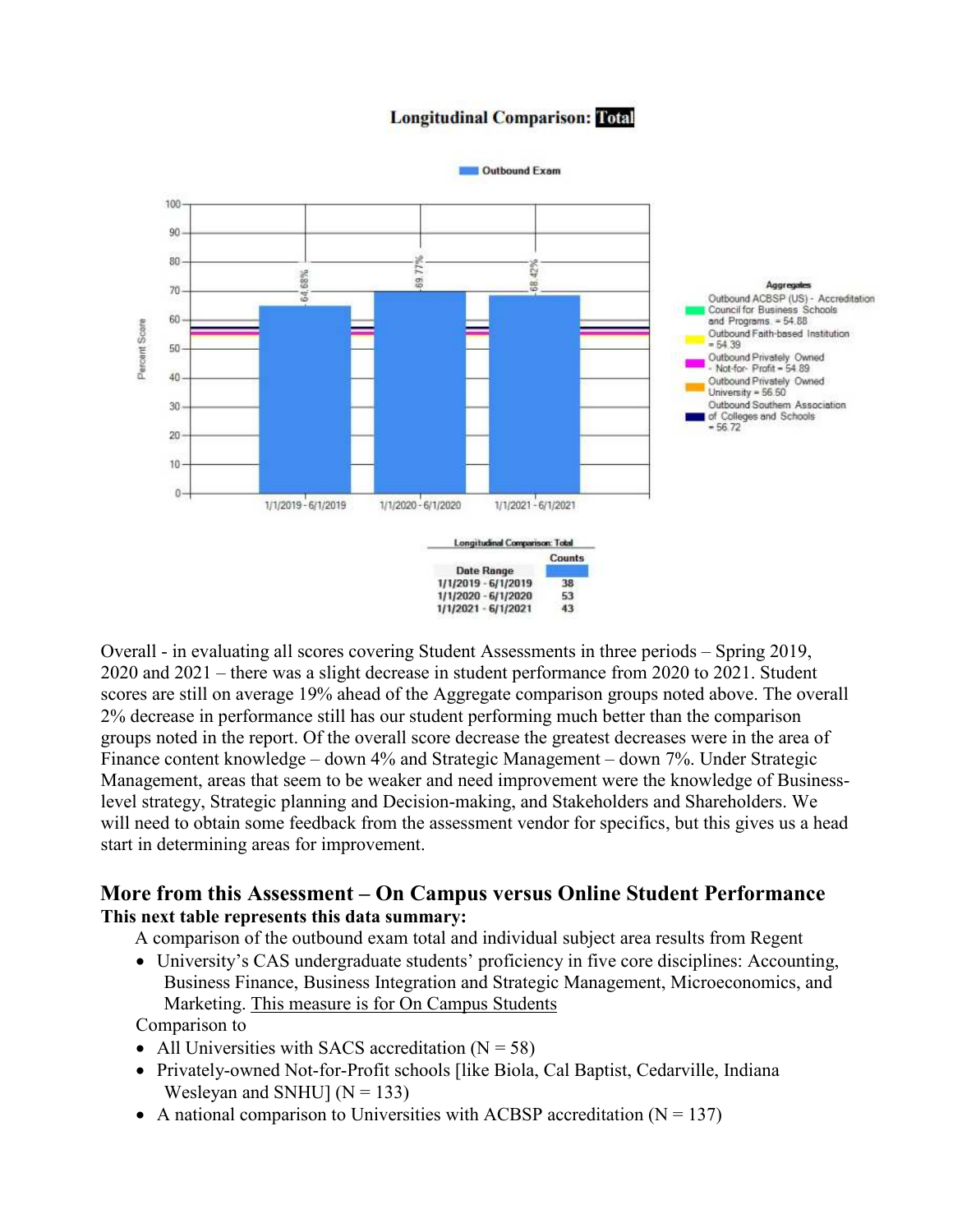**Longitudinal Comparison: Total**

Outbound Exam

| Date Range | Percent Score |
|---|---|
| 1/1/2019 - 6/1/2019 | 64.68% |
| 1/1/2020 - 6/1/2020 | 69.77% |
| 1/1/2021 - 6/1/2021 | 68.42% |

Aggregates
- Outbound ACBSP (US) - Accreditation Council for Business Schools and Programs = 54.88
- Outbound Faith-based Institution = 54.39
- Outbound Privately Owned - Not-for- Profit = 54.89
- Outbound Privately Owned University = 56.50
- Outbound Southern Association of Colleges and Schools = 56.72

Longitudinal Comparison: Total

| Date Range | Counts |
|---|---|
| 1/1/2019 - 6/1/2019 | 38 |
| 1/1/2020 - 6/1/2020 | 53 |
| 1/1/2021 - 6/1/2021 | 43 |

Overall - in evaluating all scores covering Student Assessments in three periods – Spring 2019, 2020 and 2021 – there was a slight decrease in student performance from 2020 to 2021. Student scores are still on average 19% ahead of the Aggregate comparison groups noted above. The overall 2% decrease in performance still has our student performing much better than the comparison groups noted in the report. Of the overall score decrease the greatest decreases were in the area of Finance content knowledge – down 4% and Strategic Management – down 7%. Under Strategic Management, areas that seem to be weaker and need improvement were the knowledge of Business-level strategy, Strategic planning and Decision-making, and Stakeholders and Shareholders. We will need to obtain some feedback from the assessment vendor for specifics, but this gives us a head start in determining areas for improvement.

## More from this Assessment – On Campus versus Online Student Performance

**This next table represents this data summary:**

A comparison of the outbound exam total and individual subject area results from Regent

- University's CAS undergraduate students' proficiency in five core disciplines: Accounting, Business Finance, Business Integration and Strategic Management, Microeconomics, and Marketing. This measure is for On Campus Students

Comparison to

- All Universities with SACS accreditation (N = 58)
- Privately-owned Not-for-Profit schools [like Biola, Cal Baptist, Cedarville, Indiana Wesleyan and SNHU] (N = 133)
- A national comparison to Universities with ACBSP accreditation (N = 137)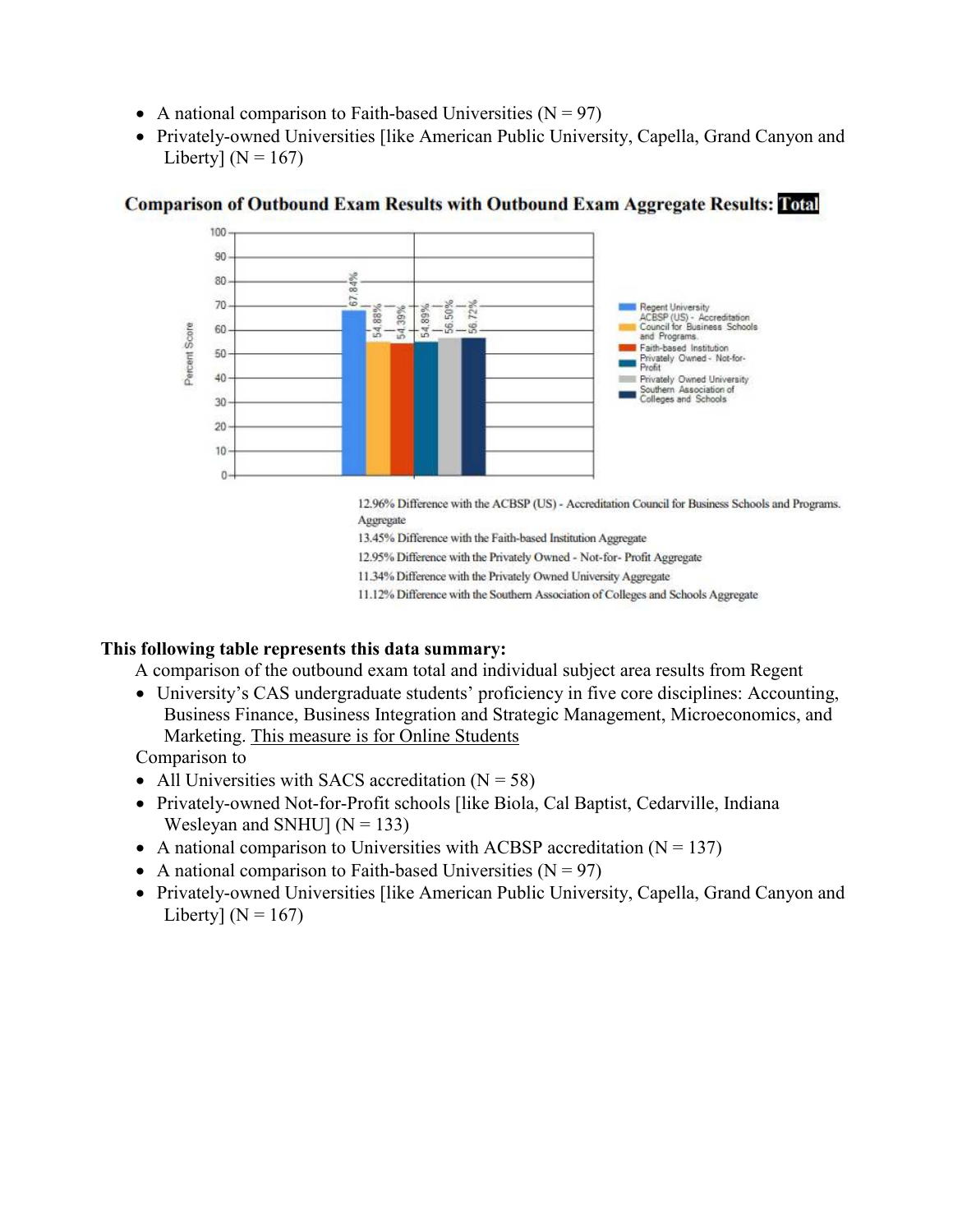- A national comparison to Faith-based Universities (N = 97)
- Privately-owned Universities [like American Public University, Capella, Grand Canyon and Liberty] (N = 167)

**Comparison of Outbound Exam Results with Outbound Exam Aggregate Results: Total**

| Group | Percent Score |
| --- | --- |
| Regent University | 67.84% |
| ACBSP (US) - Accreditation Council for Business Schools and Programs. | 54.88% |
| Faith-based Institution | 54.39% |
| Privately Owned - Not-for-Profit | 54.89% |
| Privately Owned University | 56.50% |
| Southern Association of Colleges and Schools | 56.72% |

12.96% Difference with the ACBSP (US) - Accreditation Council for Business Schools and Programs. Aggregate

13.45% Difference with the Faith-based Institution Aggregate

12.95% Difference with the Privately Owned - Not-for- Profit Aggregate

11.34% Difference with the Privately Owned University Aggregate

11.12% Difference with the Southern Association of Colleges and Schools Aggregate

**This following table represents this data summary:**

A comparison of the outbound exam total and individual subject area results from Regent

- University's CAS undergraduate students' proficiency in five core disciplines: Accounting, Business Finance, Business Integration and Strategic Management, Microeconomics, and Marketing. This measure is for Online Students

Comparison to

- All Universities with SACS accreditation (N = 58)
- Privately-owned Not-for-Profit schools [like Biola, Cal Baptist, Cedarville, Indiana Wesleyan and SNHU] (N = 133)
- A national comparison to Universities with ACBSP accreditation (N = 137)
- A national comparison to Faith-based Universities (N = 97)
- Privately-owned Universities [like American Public University, Capella, Grand Canyon and Liberty] (N = 167)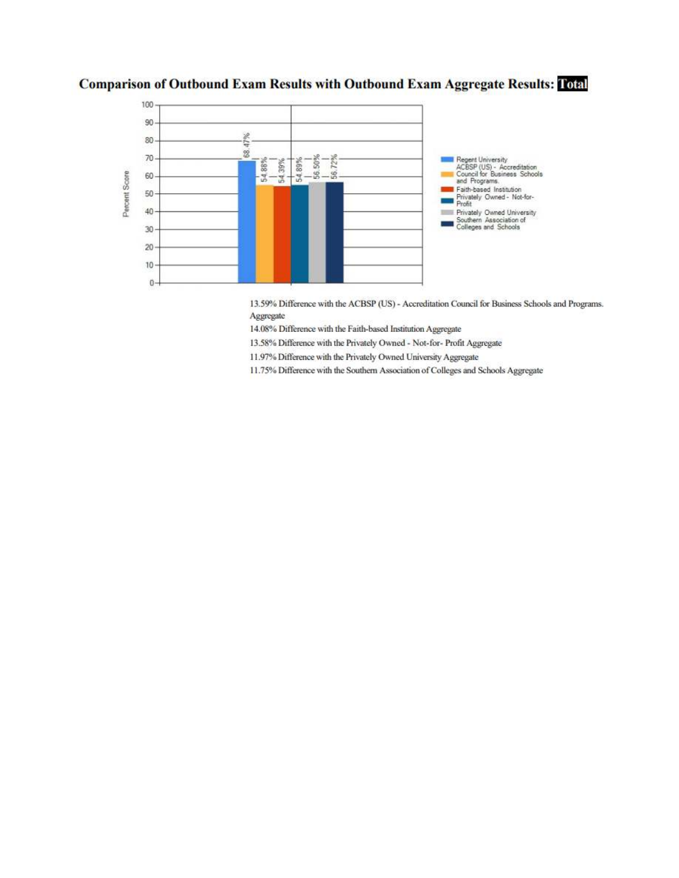## Comparison of Outbound Exam Results with Outbound Exam Aggregate Results: **Total**

| Group | Percent Score |
|---|---|
| Regent University | 68.47% |
| ACBSP (US) - Accreditation Council for Business Schools and Programs. | 54.88% |
| Faith-based Institution | 54.39% |
| Privately Owned - Not-for-Profit | 54.89% |
| Privately Owned University | 56.50% |
| Southern Association of Colleges and Schools | 56.72% |

13.59% Difference with the ACBSP (US) - Accreditation Council for Business Schools and Programs. Aggregate

14.08% Difference with the Faith-based Institution Aggregate

13.58% Difference with the Privately Owned - Not-for- Profit Aggregate

11.97% Difference with the Privately Owned University Aggregate

11.75% Difference with the Southern Association of Colleges and Schools Aggregate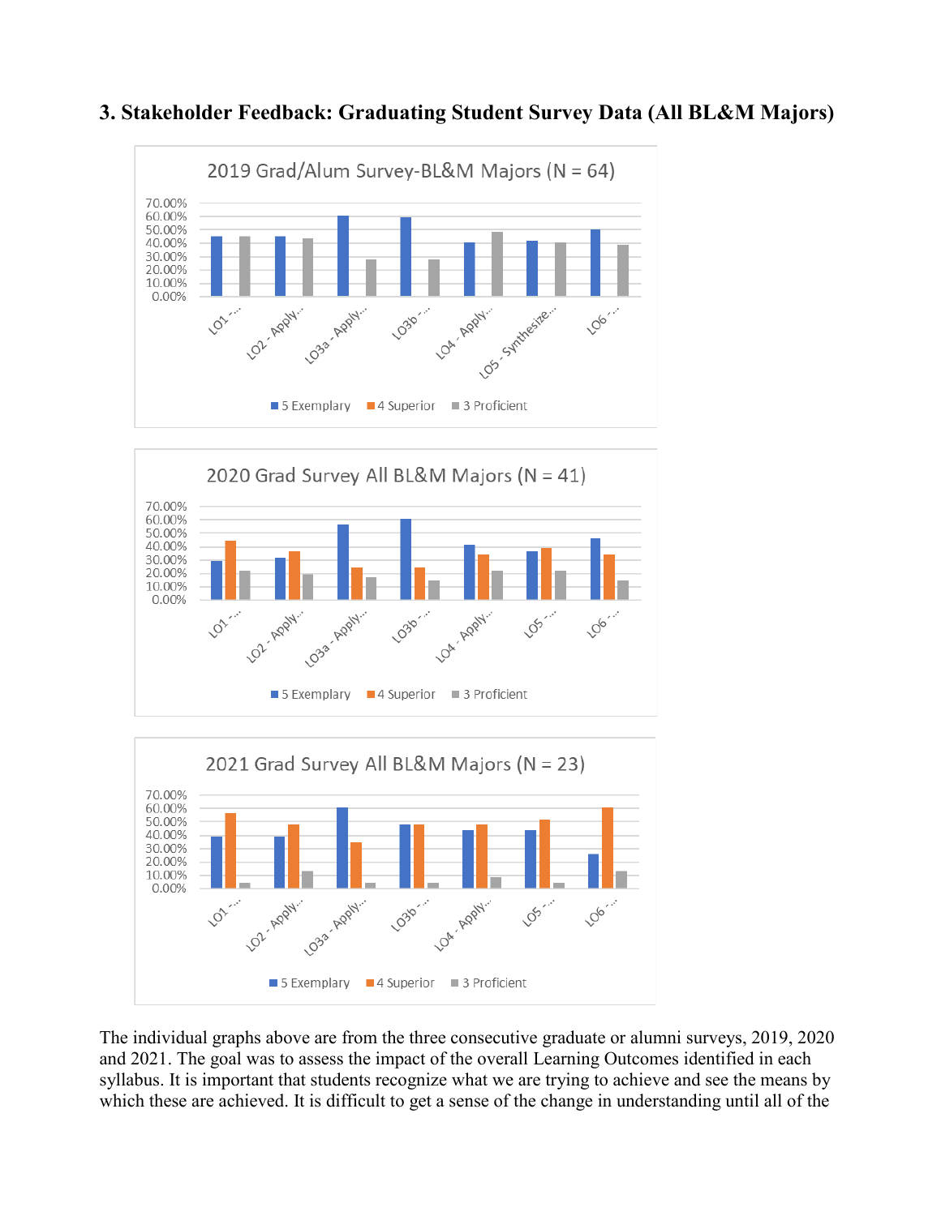## 3. Stakeholder Feedback: Graduating Student Survey Data (All BL&M Majors)

2019 Grad/Alum Survey-BL&M Majors (N = 64)

2020 Grad Survey All BL&M Majors (N = 41)

2021 Grad Survey All BL&M Majors (N = 23)

The individual graphs above are from the three consecutive graduate or alumni surveys, 2019, 2020 and 2021. The goal was to assess the impact of the overall Learning Outcomes identified in each syllabus. It is important that students recognize what we are trying to achieve and see the means by which these are achieved. It is difficult to get a sense of the change in understanding until all of the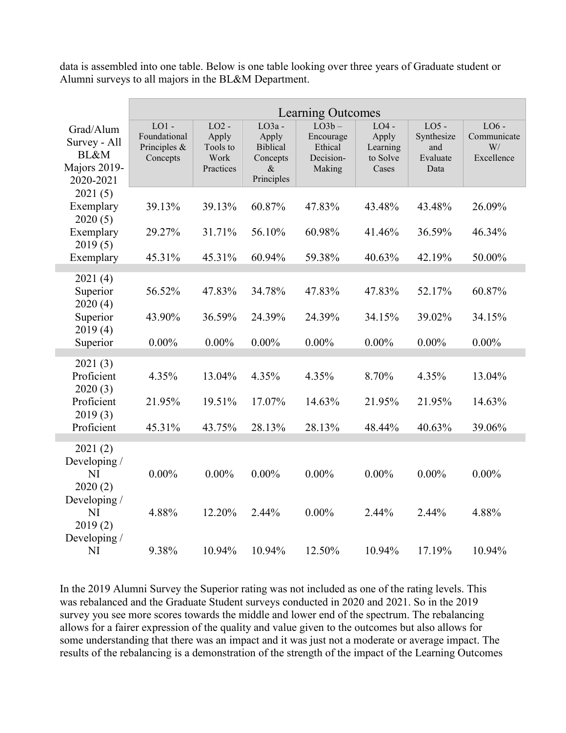data is assembled into one table. Below is one table looking over three years of Graduate student or Alumni surveys to all majors in the BL&M Department.

| Grad/Alum Survey - All BL&M Majors 2019-2020-2021 | Learning Outcomes | | | | | | |
|---|---|---|---|---|---|---|---|
| | LO1 - Foundational Principles & Concepts | LO2 - Apply Tools to Work Practices | LO3a - Apply Biblical Concepts & Principles | LO3b – Encourage Ethical Decision-Making | LO4 - Apply Learning to Solve Cases | LO5 - Synthesize and Evaluate Data | LO6 - Communicate W/ Excellence |
| 2021 (5) Exemplary | 39.13% | 39.13% | 60.87% | 47.83% | 43.48% | 43.48% | 26.09% |
| 2020 (5) Exemplary | 29.27% | 31.71% | 56.10% | 60.98% | 41.46% | 36.59% | 46.34% |
| 2019 (5) Exemplary | 45.31% | 45.31% | 60.94% | 59.38% | 40.63% | 42.19% | 50.00% |
| 2021 (4) Superior | 56.52% | 47.83% | 34.78% | 47.83% | 47.83% | 52.17% | 60.87% |
| 2020 (4) Superior | 43.90% | 36.59% | 24.39% | 24.39% | 34.15% | 39.02% | 34.15% |
| 2019 (4) Superior | 0.00% | 0.00% | 0.00% | 0.00% | 0.00% | 0.00% | 0.00% |
| 2021 (3) Proficient | 4.35% | 13.04% | 4.35% | 4.35% | 8.70% | 4.35% | 13.04% |
| 2020 (3) Proficient | 21.95% | 19.51% | 17.07% | 14.63% | 21.95% | 21.95% | 14.63% |
| 2019 (3) Proficient | 45.31% | 43.75% | 28.13% | 28.13% | 48.44% | 40.63% | 39.06% |
| 2021 (2) Developing / NI | 0.00% | 0.00% | 0.00% | 0.00% | 0.00% | 0.00% | 0.00% |
| 2020 (2) Developing / NI | 4.88% | 12.20% | 2.44% | 0.00% | 2.44% | 2.44% | 4.88% |
| 2019 (2) Developing / NI | 9.38% | 10.94% | 10.94% | 12.50% | 10.94% | 17.19% | 10.94% |

In the 2019 Alumni Survey the Superior rating was not included as one of the rating levels. This was rebalanced and the Graduate Student surveys conducted in 2020 and 2021. So in the 2019 survey you see more scores towards the middle and lower end of the spectrum. The rebalancing allows for a fairer expression of the quality and value given to the outcomes but also allows for some understanding that there was an impact and it was just not a moderate or average impact. The results of the rebalancing is a demonstration of the strength of the impact of the Learning Outcomes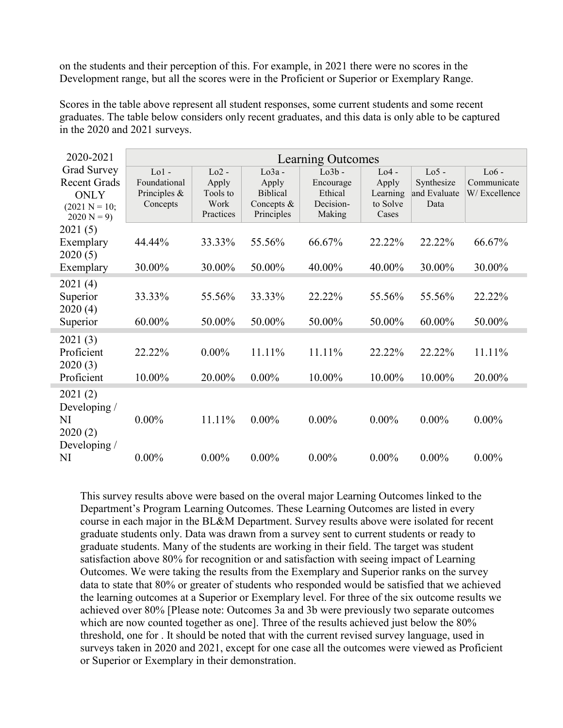on the students and their perception of this. For example, in 2021 there were no scores in the Development range, but all the scores were in the Proficient or Superior or Exemplary Range.

Scores in the table above represent all student responses, some current students and some recent graduates. The table below considers only recent graduates, and this data is only able to be captured in the 2020 and 2021 surveys.

| 2020-2021 Grad Survey Recent Grads ONLY (2021 N = 10; 2020 N = 9) | Learning Outcomes | | | | | | |
|---|---|---|---|---|---|---|---|
| | Lo1 - Foundational Principles & Concepts | Lo2 - Apply Tools to Work Practices | Lo3a - Apply Biblical Concepts & Principles | Lo3b - Encourage Ethical Decision-Making | Lo4 - Apply Learning to Solve Cases | Lo5 - Synthesize and Evaluate Data | Lo6 - Communicate W/ Excellence |
| 2021 (5) Exemplary | 44.44% | 33.33% | 55.56% | 66.67% | 22.22% | 22.22% | 66.67% |
| 2020 (5) Exemplary | 30.00% | 30.00% | 50.00% | 40.00% | 40.00% | 30.00% | 30.00% |
| 2021 (4) Superior | 33.33% | 55.56% | 33.33% | 22.22% | 55.56% | 55.56% | 22.22% |
| 2020 (4) Superior | 60.00% | 50.00% | 50.00% | 50.00% | 50.00% | 60.00% | 50.00% |
| 2021 (3) Proficient | 22.22% | 0.00% | 11.11% | 11.11% | 22.22% | 22.22% | 11.11% |
| 2020 (3) Proficient | 10.00% | 20.00% | 0.00% | 10.00% | 10.00% | 10.00% | 20.00% |
| 2021 (2) Developing / NI | 0.00% | 11.11% | 0.00% | 0.00% | 0.00% | 0.00% | 0.00% |
| 2020 (2) Developing / NI | 0.00% | 0.00% | 0.00% | 0.00% | 0.00% | 0.00% | 0.00% |

This survey results above were based on the overal major Learning Outcomes linked to the Department's Program Learning Outcomes. These Learning Outcomes are listed in every course in each major in the BL&M Department. Survey results above were isolated for recent graduate students only. Data was drawn from a survey sent to current students or ready to graduate students. Many of the students are working in their field. The target was student satisfaction above 80% for recognition or and satisfaction with seeing impact of Learning Outcomes. We were taking the results from the Exemplary and Superior ranks on the survey data to state that 80% or greater of students who responded would be satisfied that we achieved the learning outcomes at a Superior or Exemplary level. For three of the six outcome results we achieved over 80% [Please note: Outcomes 3a and 3b were previously two separate outcomes which are now counted together as one]. Three of the results achieved just below the 80% threshold, one for . It should be noted that with the current revised survey language, used in surveys taken in 2020 and 2021, except for one case all the outcomes were viewed as Proficient or Superior or Exemplary in their demonstration.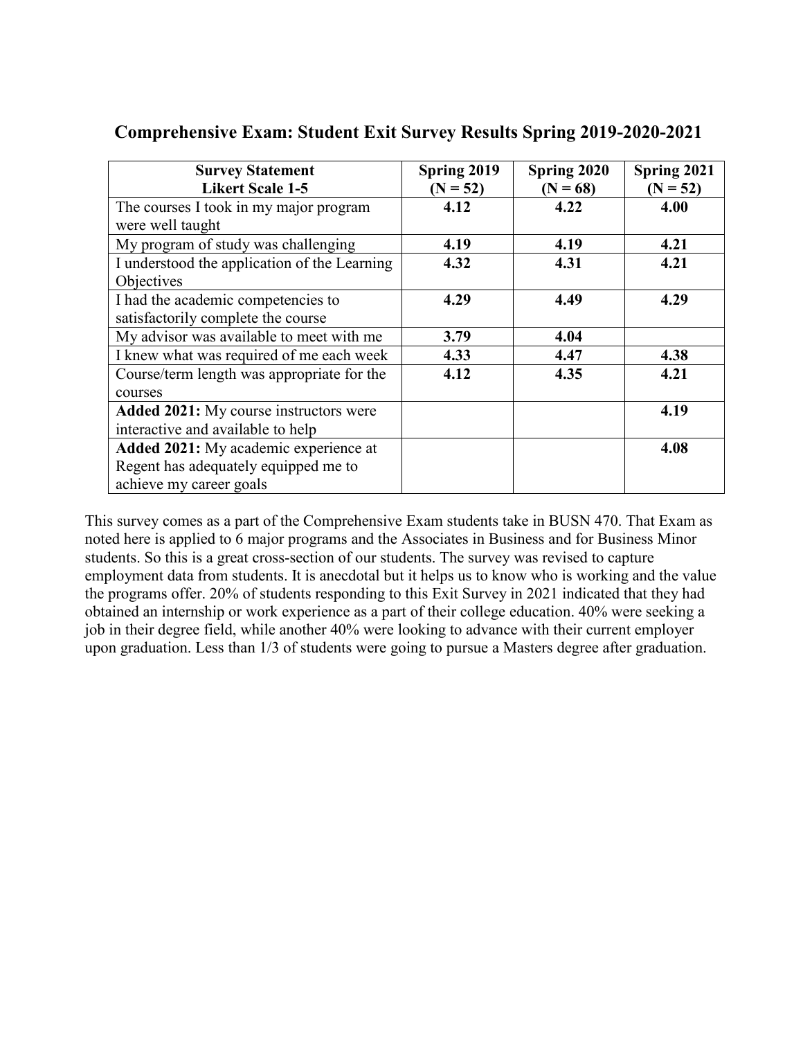## Comprehensive Exam: Student Exit Survey Results Spring 2019-2020-2021

| Survey Statement Likert Scale 1-5 | Spring 2019 (N = 52) | Spring 2020 (N = 68) | Spring 2021 (N = 52) |
|---|---|---|---|
| The courses I took in my major program were well taught | **4.12** | **4.22** | **4.00** |
| My program of study was challenging | **4.19** | **4.19** | **4.21** |
| I understood the application of the Learning Objectives | **4.32** | **4.31** | **4.21** |
| I had the academic competencies to satisfactorily complete the course | **4.29** | **4.49** | **4.29** |
| My advisor was available to meet with me | **3.79** | **4.04** | |
| I knew what was required of me each week | **4.33** | **4.47** | **4.38** |
| Course/term length was appropriate for the courses | **4.12** | **4.35** | **4.21** |
| **Added 2021:** My course instructors were interactive and available to help | | | **4.19** |
| **Added 2021:** My academic experience at Regent has adequately equipped me to achieve my career goals | | | **4.08** |

This survey comes as a part of the Comprehensive Exam students take in BUSN 470. That Exam as noted here is applied to 6 major programs and the Associates in Business and for Business Minor students. So this is a great cross-section of our students. The survey was revised to capture employment data from students. It is anecdotal but it helps us to know who is working and the value the programs offer. 20% of students responding to this Exit Survey in 2021 indicated that they had obtained an internship or work experience as a part of their college education. 40% were seeking a job in their degree field, while another 40% were looking to advance with their current employer upon graduation. Less than 1/3 of students were going to pursue a Masters degree after graduation.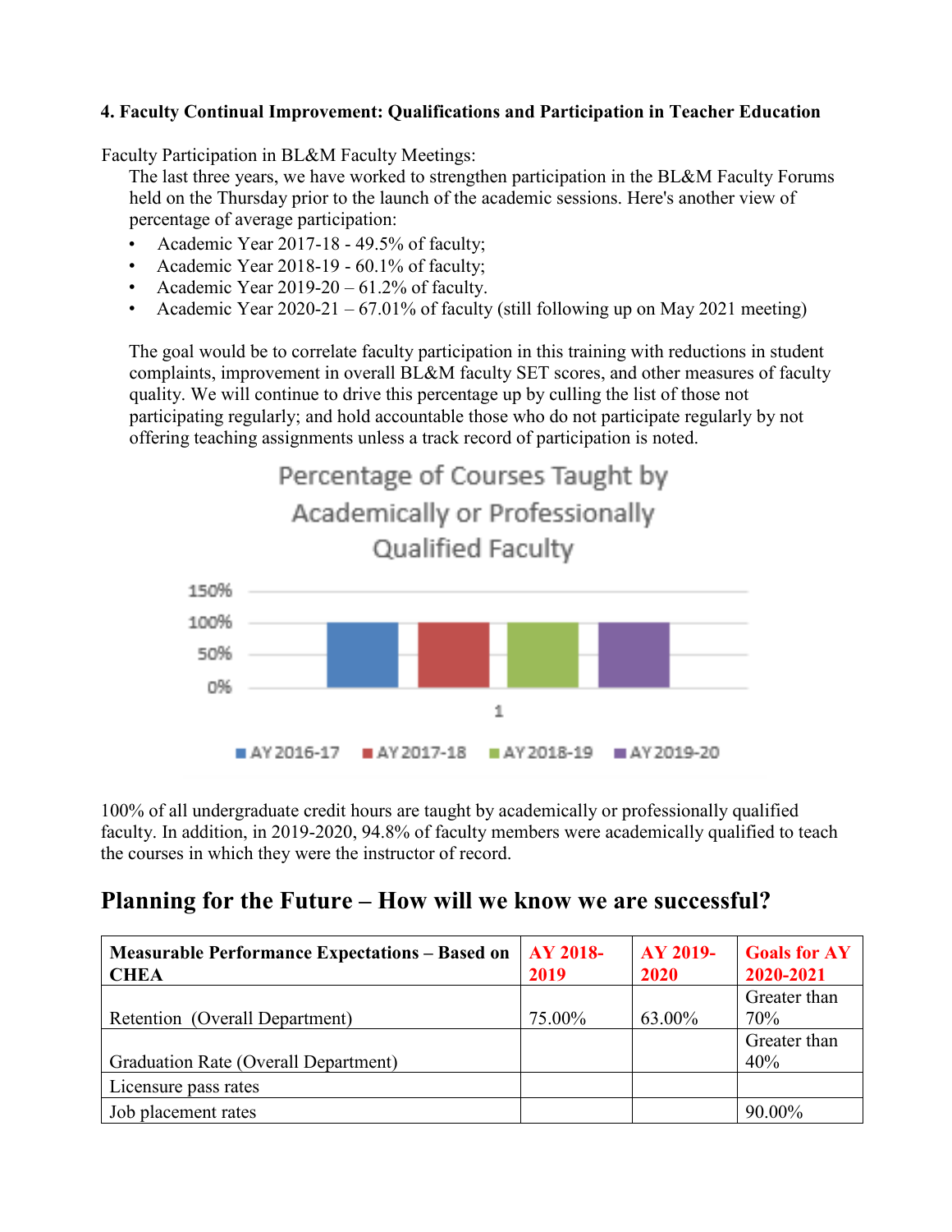**4. Faculty Continual Improvement: Qualifications and Participation in Teacher Education**

Faculty Participation in BL&M Faculty Meetings:

The last three years, we have worked to strengthen participation in the BL&M Faculty Forums held on the Thursday prior to the launch of the academic sessions. Here's another view of percentage of average participation:

- Academic Year 2017-18 - 49.5% of faculty;
- Academic Year 2018-19 - 60.1% of faculty;
- Academic Year 2019-20 – 61.2% of faculty.
- Academic Year 2020-21 – 67.01% of faculty (still following up on May 2021 meeting)

The goal would be to correlate faculty participation in this training with reductions in student complaints, improvement in overall BL&M faculty SET scores, and other measures of faculty quality. We will continue to drive this percentage up by culling the list of those not participating regularly; and hold accountable those who do not participate regularly by not offering teaching assignments unless a track record of participation is noted.

Percentage of Courses Taught by Academically or Professionally Qualified Faculty

150%
100%
50%
0%

1

AY 2016-17 | AY 2017-18 | AY 2018-19 | AY 2019-20

100% of all undergraduate credit hours are taught by academically or professionally qualified faculty. In addition, in 2019-2020, 94.8% of faculty members were academically qualified to teach the courses in which they were the instructor of record.

## Planning for the Future – How will we know we are successful?

| Measurable Performance Expectations – Based on CHEA | AY 2018-2019 | AY 2019-2020 | Goals for AY 2020-2021 |
|---|---|---|---|
| Retention (Overall Department) | 75.00% | 63.00% | Greater than 70% |
| Graduation Rate (Overall Department) | | | Greater than 40% |
| Licensure pass rates | | | |
| Job placement rates | | | 90.00% |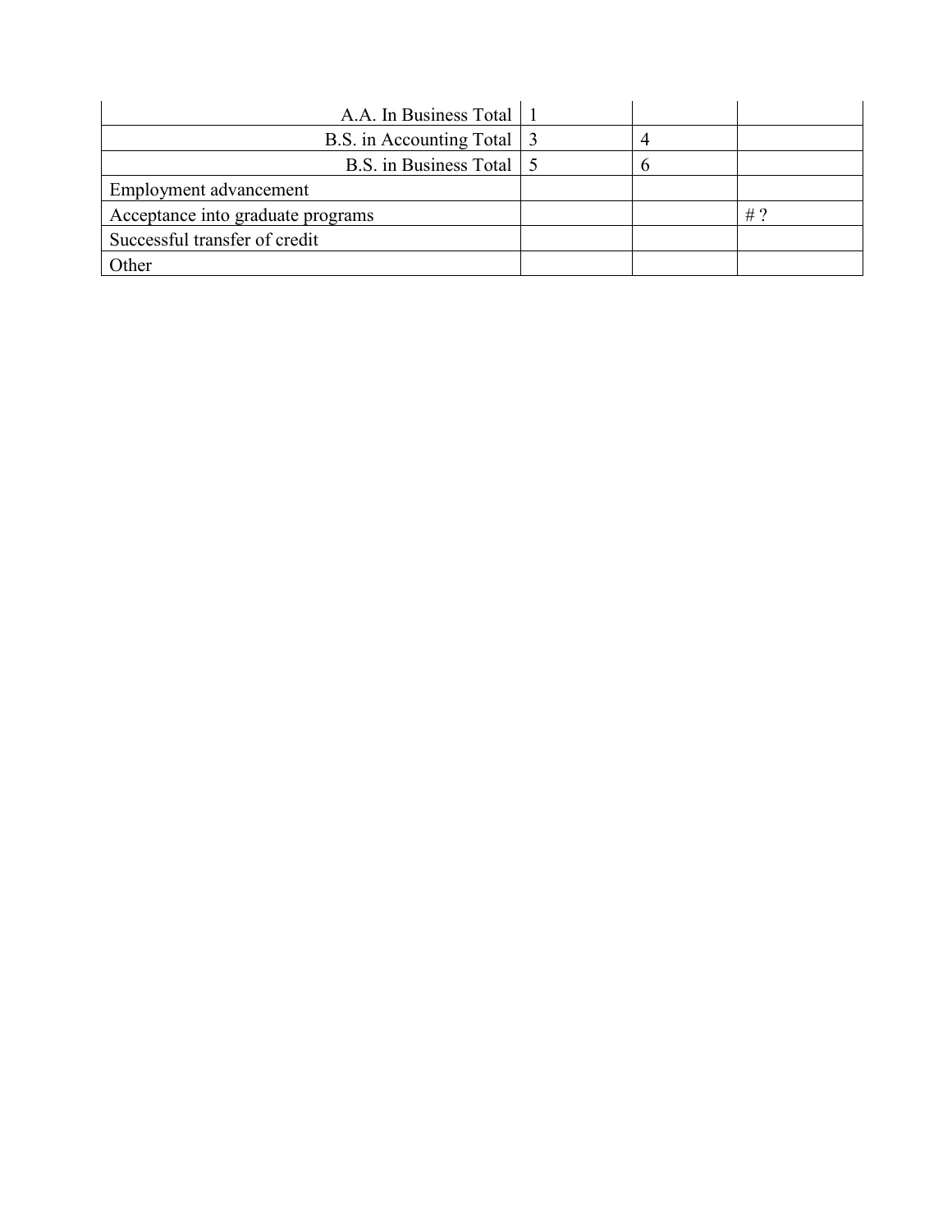| | | | |
|---|---|---|---|
| A.A. In Business Total | 1 | | |
| B.S. in Accounting Total | 3 | 4 | |
| B.S. in Business Total | 5 | 6 | |
| Employment advancement | | | |
| Acceptance into graduate programs | | | # ? |
| Successful transfer of credit | | | |
| Other | | | |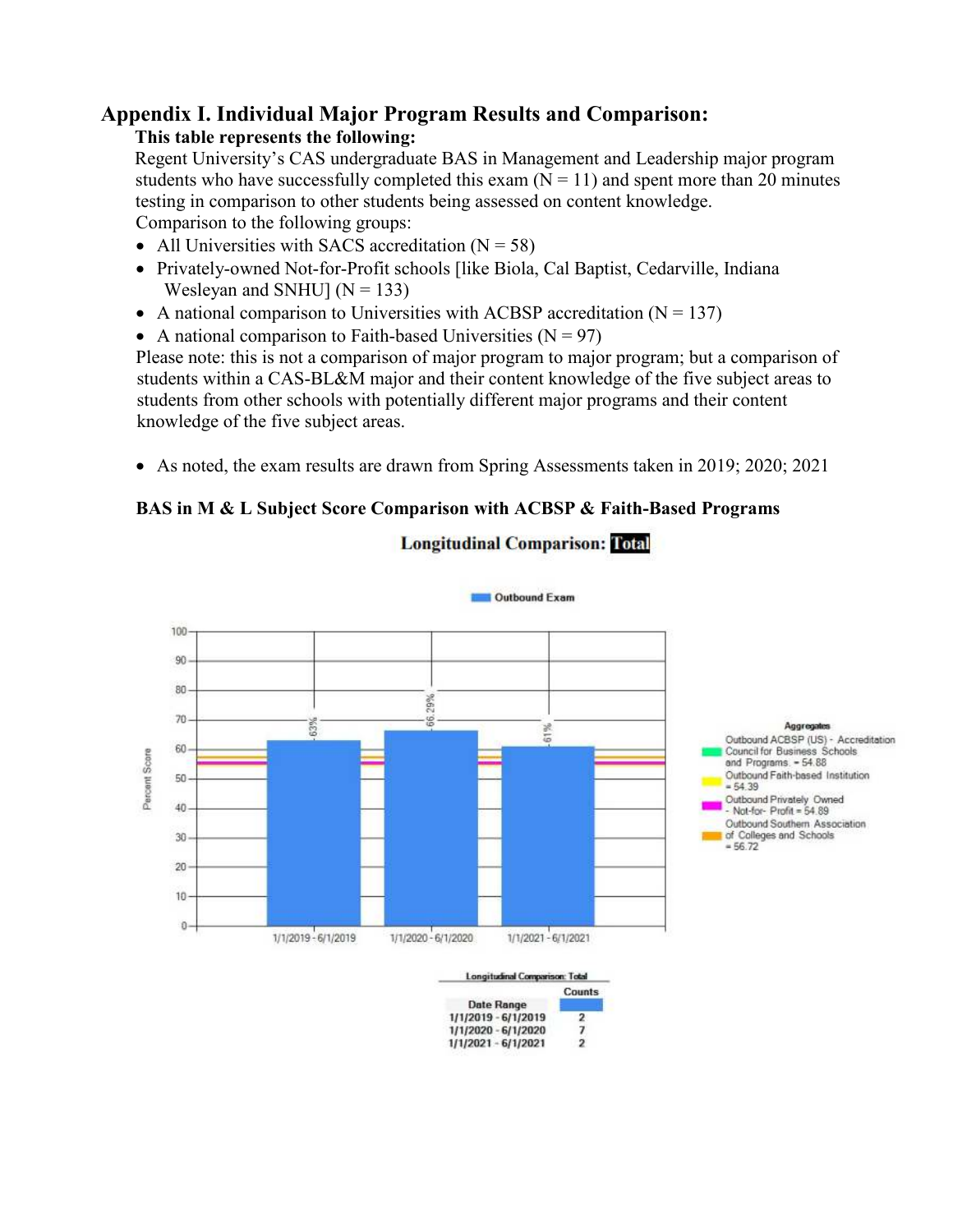# Appendix I. Individual Major Program Results and Comparison:

**This table represents the following:**

Regent University's CAS undergraduate BAS in Management and Leadership major program students who have successfully completed this exam (N = 11) and spent more than 20 minutes testing in comparison to other students being assessed on content knowledge.

Comparison to the following groups:

- All Universities with SACS accreditation (N = 58)
- Privately-owned Not-for-Profit schools [like Biola, Cal Baptist, Cedarville, Indiana Wesleyan and SNHU] (N = 133)
- A national comparison to Universities with ACBSP accreditation (N = 137)
- A national comparison to Faith-based Universities (N = 97)

Please note: this is not a comparison of major program to major program; but a comparison of students within a CAS-BL&M major and their content knowledge of the five subject areas to students from other schools with potentially different major programs and their content knowledge of the five subject areas.

- As noted, the exam results are drawn from Spring Assessments taken in 2019; 2020; 2021

**BAS in M & L Subject Score Comparison with ACBSP & Faith-Based Programs**

**Longitudinal Comparison: Total**

Outbound Exam

| Date Range | Percent Score |
|---|---|
| 1/1/2019 - 6/1/2019 | 63% |
| 1/1/2020 - 6/1/2020 | 66.29% |
| 1/1/2021 - 6/1/2021 | 61% |

Aggregates

- Outbound ACBSP (US) - Accreditation Council for Business Schools and Programs. = 54.88
- Outbound Faith-based Institution = 54.39
- Outbound Privately Owned - Not-for- Profit = 54.89
- Outbound Southern Association of Colleges and Schools = 56.72

Longitudinal Comparison: Total

| Date Range | Counts |
|---|---|
| 1/1/2019 - 6/1/2019 | 2 |
| 1/1/2020 - 6/1/2020 | 7 |
| 1/1/2021 - 6/1/2021 | 2 |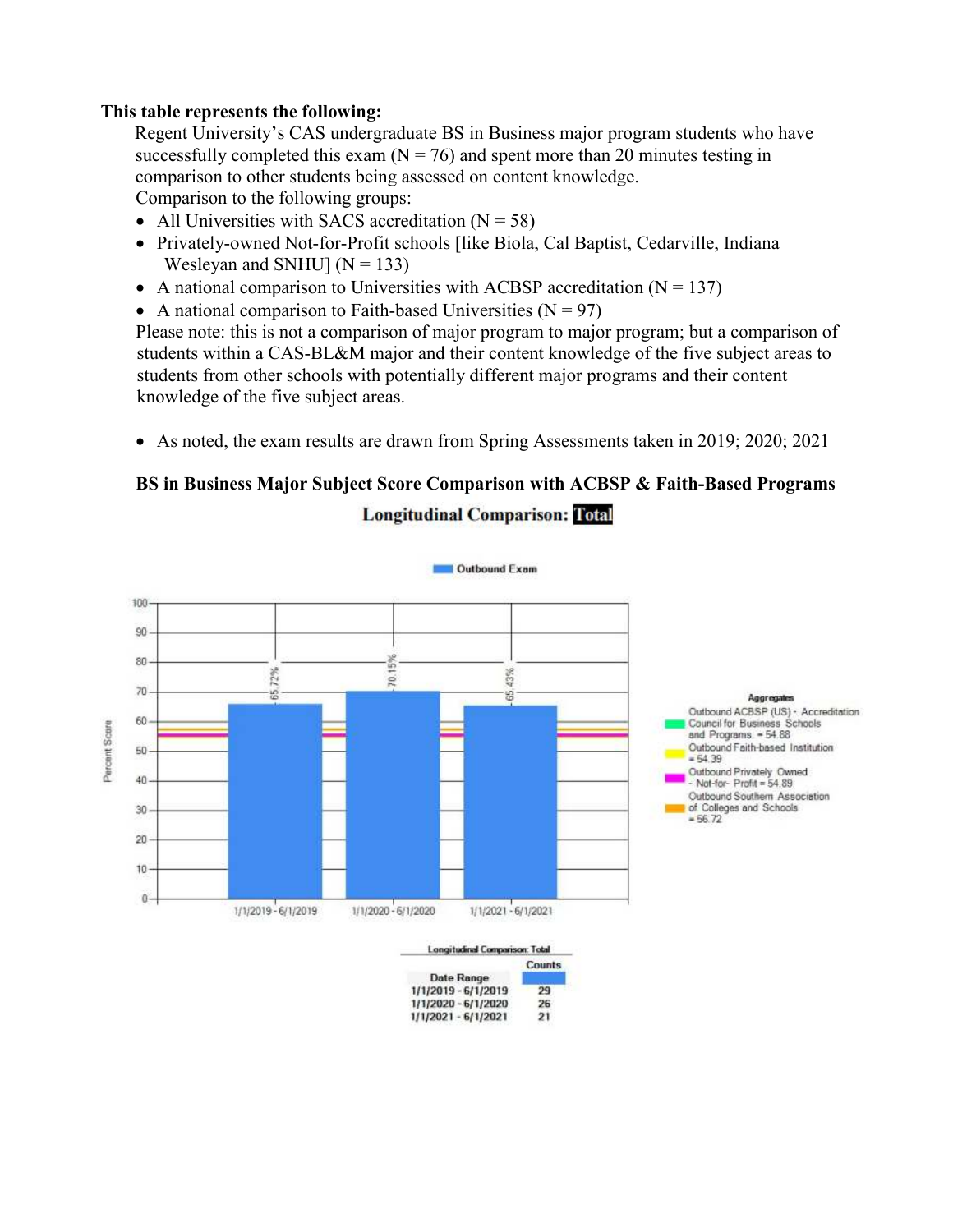**This table represents the following:**

Regent University's CAS undergraduate BS in Business major program students who have successfully completed this exam (N = 76) and spent more than 20 minutes testing in comparison to other students being assessed on content knowledge.

Comparison to the following groups:

- All Universities with SACS accreditation (N = 58)
- Privately-owned Not-for-Profit schools [like Biola, Cal Baptist, Cedarville, Indiana Wesleyan and SNHU] (N = 133)
- A national comparison to Universities with ACBSP accreditation (N = 137)
- A national comparison to Faith-based Universities (N = 97)

Please note: this is not a comparison of major program to major program; but a comparison of students within a CAS-BL&M major and their content knowledge of the five subject areas to students from other schools with potentially different major programs and their content knowledge of the five subject areas.

- As noted, the exam results are drawn from Spring Assessments taken in 2019; 2020; 2021

**BS in Business Major Subject Score Comparison with ACBSP & Faith-Based Programs**

**Longitudinal Comparison: Total**

Outbound Exam

| Date Range | Percent Score |
|---|---|
| 1/1/2019 - 6/1/2019 | 65.72% |
| 1/1/2020 - 6/1/2020 | 70.15% |
| 1/1/2021 - 6/1/2021 | 65.43% |

Aggregates

- Outbound ACBSP (US) - Accreditation Council for Business Schools and Programs = 54.88
- Outbound Faith-based Institution = 54.39
- Outbound Privately Owned - Not-for- Profit = 54.89
- Outbound Southern Association of Colleges and Schools = 56.72

Longitudinal Comparison: Total

| Date Range | Counts |
|---|---|
| 1/1/2019 - 6/1/2019 | 29 |
| 1/1/2020 - 6/1/2020 | 26 |
| 1/1/2021 - 6/1/2021 | 21 |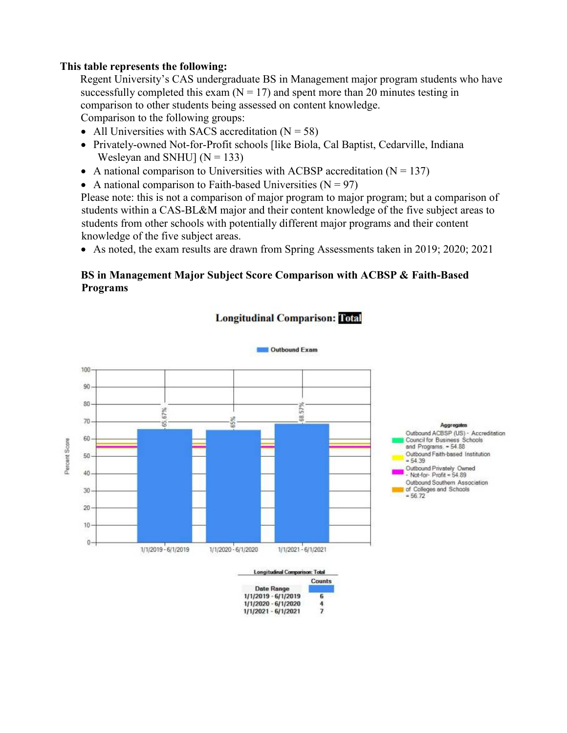**This table represents the following:**

Regent University's CAS undergraduate BS in Management major program students who have successfully completed this exam (N = 17) and spent more than 20 minutes testing in comparison to other students being assessed on content knowledge.

Comparison to the following groups:

- All Universities with SACS accreditation (N = 58)
- Privately-owned Not-for-Profit schools [like Biola, Cal Baptist, Cedarville, Indiana Wesleyan and SNHU] (N = 133)
- A national comparison to Universities with ACBSP accreditation (N = 137)
- A national comparison to Faith-based Universities (N = 97)

Please note: this is not a comparison of major program to major program; but a comparison of students within a CAS-BL&M major and their content knowledge of the five subject areas to students from other schools with potentially different major programs and their content knowledge of the five subject areas.

- As noted, the exam results are drawn from Spring Assessments taken in 2019; 2020; 2021

**BS in Management Major Subject Score Comparison with ACBSP & Faith-Based Programs**

**Longitudinal Comparison: Total**

Outbound Exam

| Date Range | Percent Score |
|---|---|
| 1/1/2019 - 6/1/2019 | 65.67% |
| 1/1/2020 - 6/1/2020 | 65% |
| 1/1/2021 - 6/1/2021 | 68.57% |

Aggregates

- Outbound ACBSP (US) - Accreditation Council for Business Schools and Programs. = 54.88
- Outbound Faith-based Institution = 54.39
- Outbound Privately Owned - Not-for- Profit = 54.89
- Outbound Southern Association of Colleges and Schools = 56.72

Longitudinal Comparison: Total

| Date Range | Counts |
|---|---|
| 1/1/2019 - 6/1/2019 | 6 |
| 1/1/2020 - 6/1/2020 | 4 |
| 1/1/2021 - 6/1/2021 | 7 |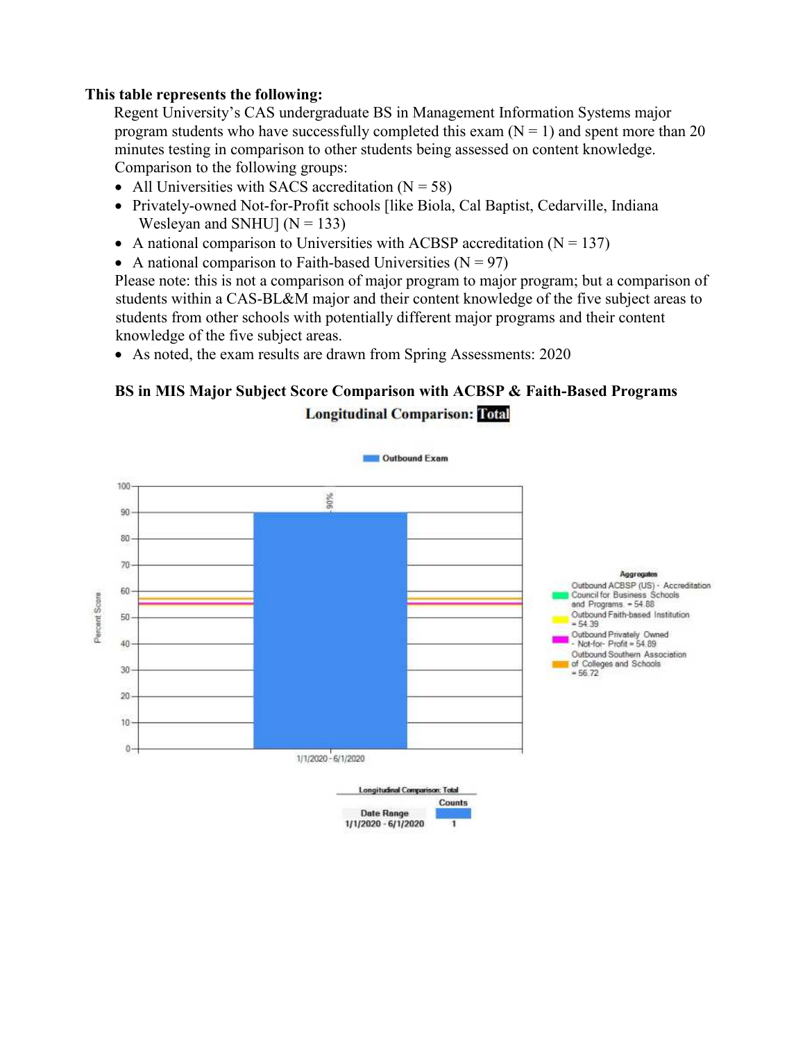**This table represents the following:**

Regent University's CAS undergraduate BS in Management Information Systems major program students who have successfully completed this exam (N = 1) and spent more than 20 minutes testing in comparison to other students being assessed on content knowledge. Comparison to the following groups:

- All Universities with SACS accreditation (N = 58)
- Privately-owned Not-for-Profit schools [like Biola, Cal Baptist, Cedarville, Indiana Wesleyan and SNHU] (N = 133)
- A national comparison to Universities with ACBSP accreditation (N = 137)
- A national comparison to Faith-based Universities (N = 97)

Please note: this is not a comparison of major program to major program; but a comparison of students within a CAS-BL&M major and their content knowledge of the five subject areas to students from other schools with potentially different major programs and their content knowledge of the five subject areas.

- As noted, the exam results are drawn from Spring Assessments: 2020

### BS in MIS Major Subject Score Comparison with ACBSP & Faith-Based Programs

**Longitudinal Comparison: Total**

Outbound Exam

| Date Range | Percent Score |
|---|---|
| 1/1/2020 - 6/1/2020 | 90% |

Aggregates
- Outbound ACBSP (US) - Accreditation Council for Business Schools and Programs = 54.88
- Outbound Faith-based Institution = 54.39
- Outbound Privately Owned - Not-for- Profit = 54.89
- Outbound Southern Association of Colleges and Schools = 56.72

Longitudinal Comparison: Total

| Date Range | Counts |
|---|---|
| 1/1/2020 - 6/1/2020 | 1 |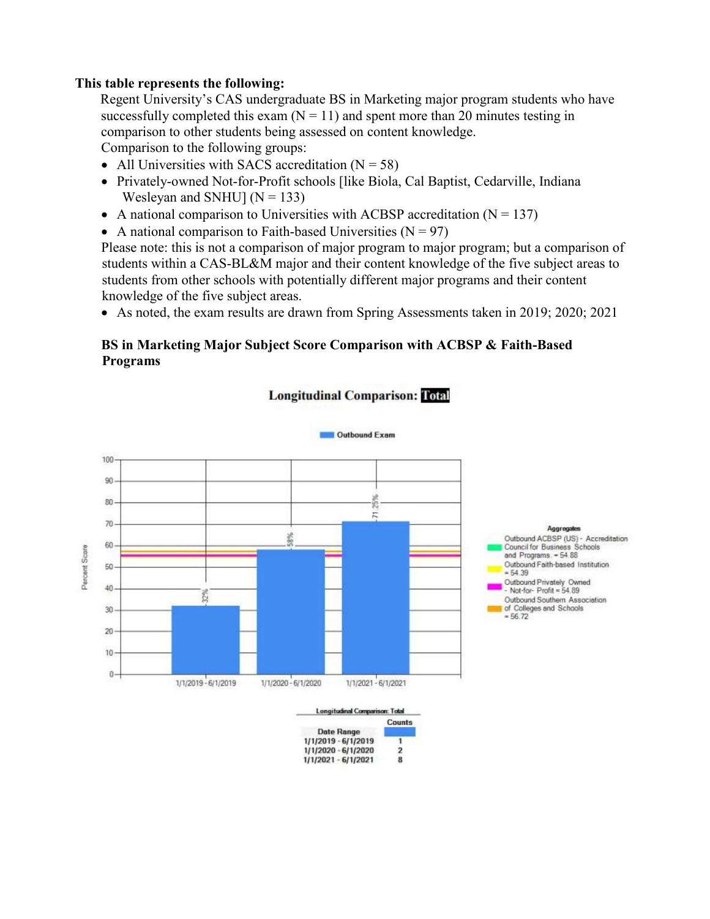**This table represents the following:**

Regent University's CAS undergraduate BS in Marketing major program students who have successfully completed this exam (N = 11) and spent more than 20 minutes testing in comparison to other students being assessed on content knowledge.

Comparison to the following groups:

- All Universities with SACS accreditation (N = 58)
- Privately-owned Not-for-Profit schools [like Biola, Cal Baptist, Cedarville, Indiana Wesleyan and SNHU] (N = 133)
- A national comparison to Universities with ACBSP accreditation (N = 137)
- A national comparison to Faith-based Universities (N = 97)

Please note: this is not a comparison of major program to major program; but a comparison of students within a CAS-BL&M major and their content knowledge of the five subject areas to students from other schools with potentially different major programs and their content knowledge of the five subject areas.

- As noted, the exam results are drawn from Spring Assessments taken in 2019; 2020; 2021

**BS in Marketing Major Subject Score Comparison with ACBSP & Faith-Based Programs**

**Longitudinal Comparison: Total**

Outbound Exam

| Date Range | Percent Score |
|---|---|
| 1/1/2019 - 6/1/2019 | 32% |
| 1/1/2020 - 6/1/2020 | 58% |
| 1/1/2021 - 6/1/2021 | 71.25% |

Aggregates

- Outbound ACBSP (US) - Accreditation Council for Business Schools and Programs = 54.88
- Outbound Faith-based Institution = 54.39
- Outbound Privately Owned - Not-for- Profit = 54.89
- Outbound Southern Association of Colleges and Schools = 56.72

Longitudinal Comparison: Total

| Date Range | Counts |
|---|---|
| 1/1/2019 - 6/1/2019 | 1 |
| 1/1/2020 - 6/1/2020 | 2 |
| 1/1/2021 - 6/1/2021 | 8 |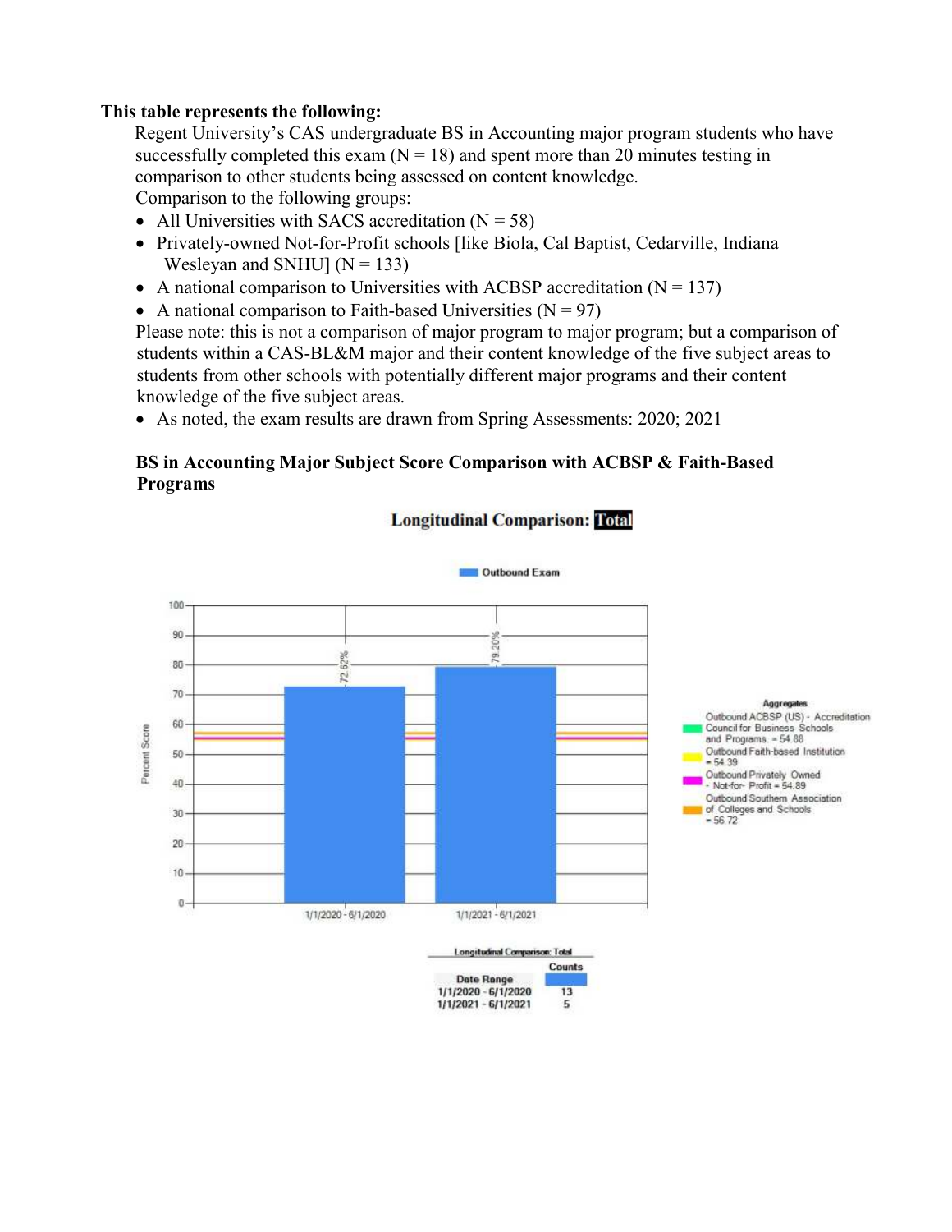**This table represents the following:**

Regent University's CAS undergraduate BS in Accounting major program students who have successfully completed this exam (N = 18) and spent more than 20 minutes testing in comparison to other students being assessed on content knowledge.

Comparison to the following groups:

- All Universities with SACS accreditation (N = 58)
- Privately-owned Not-for-Profit schools [like Biola, Cal Baptist, Cedarville, Indiana Wesleyan and SNHU] (N = 133)
- A national comparison to Universities with ACBSP accreditation (N = 137)
- A national comparison to Faith-based Universities (N = 97)

Please note: this is not a comparison of major program to major program; but a comparison of students within a CAS-BL&M major and their content knowledge of the five subject areas to students from other schools with potentially different major programs and their content knowledge of the five subject areas.

- As noted, the exam results are drawn from Spring Assessments: 2020; 2021

### BS in Accounting Major Subject Score Comparison with ACBSP & Faith-Based Programs

**Longitudinal Comparison: Total**

Outbound Exam

| Date Range | Percent Score |
| --- | --- |
| 1/1/2020 - 6/1/2020 | 72.62% |
| 1/1/2021 - 6/1/2021 | 79.20% |

Aggregates

- Outbound ACBSP (US) - Accreditation Council for Business Schools and Programs = 54.88
- Outbound Faith-based Institution = 54.39
- Outbound Privately Owned - Not-for- Profit = 54.89
- Outbound Southern Association of Colleges and Schools = 56.72

**Longitudinal Comparison: Total**

| Date Range | Counts |
| --- | --- |
| 1/1/2020 - 6/1/2020 | 13 |
| 1/1/2021 - 6/1/2021 | 5 |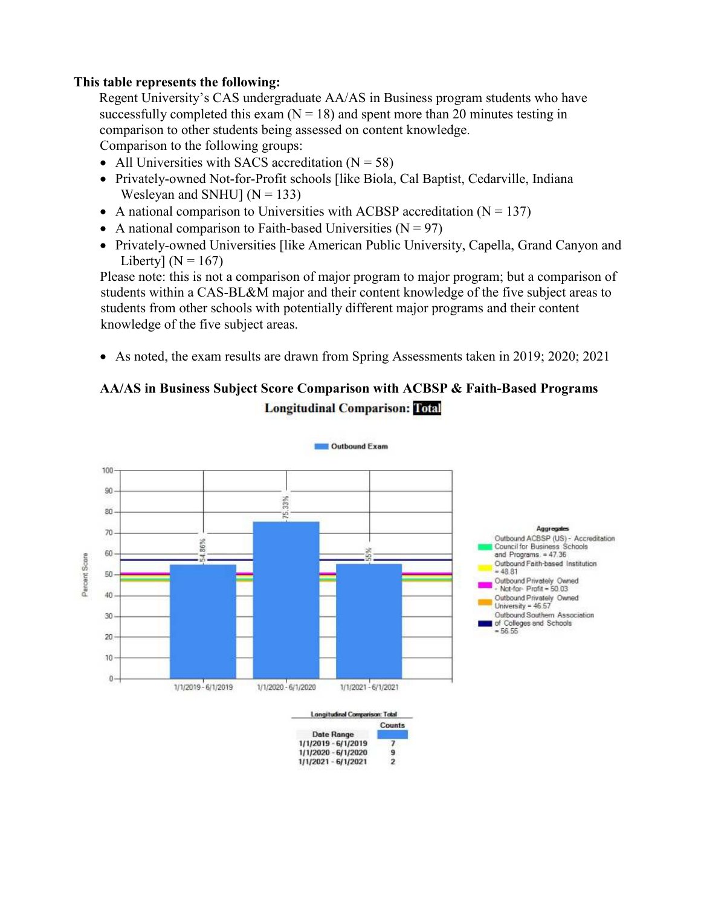**This table represents the following:**

Regent University's CAS undergraduate AA/AS in Business program students who have successfully completed this exam (N = 18) and spent more than 20 minutes testing in comparison to other students being assessed on content knowledge.

Comparison to the following groups:

- All Universities with SACS accreditation (N = 58)
- Privately-owned Not-for-Profit schools [like Biola, Cal Baptist, Cedarville, Indiana Wesleyan and SNHU] (N = 133)
- A national comparison to Universities with ACBSP accreditation (N = 137)
- A national comparison to Faith-based Universities (N = 97)
- Privately-owned Universities [like American Public University, Capella, Grand Canyon and Liberty] (N = 167)

Please note: this is not a comparison of major program to major program; but a comparison of students within a CAS-BL&M major and their content knowledge of the five subject areas to students from other schools with potentially different major programs and their content knowledge of the five subject areas.

- As noted, the exam results are drawn from Spring Assessments taken in 2019; 2020; 2021

**AA/AS in Business Subject Score Comparison with ACBSP & Faith-Based Programs**

**Longitudinal Comparison: Total**

Outbound Exam

| Date Range | Percent Score |
|---|---|
| 1/1/2019 - 6/1/2019 | 54.86% |
| 1/1/2020 - 6/1/2020 | 75.33% |
| 1/1/2021 - 6/1/2021 | 55% |

Aggregates

- Outbound ACBSP (US) - Accreditation Council for Business Schools and Programs = 47.36
- Outbound Faith-based Institution = 48.81
- Outbound Privately Owned - Not-for- Profit = 50.03
- Outbound Privately Owned University = 46.57
- Outbound Southern Association of Colleges and Schools = 56.55

Longitudinal Comparison: Total

| Date Range | Counts |
|---|---|
| 1/1/2019 - 6/1/2019 | 7 |
| 1/1/2020 - 6/1/2020 | 9 |
| 1/1/2021 - 6/1/2021 | 2 |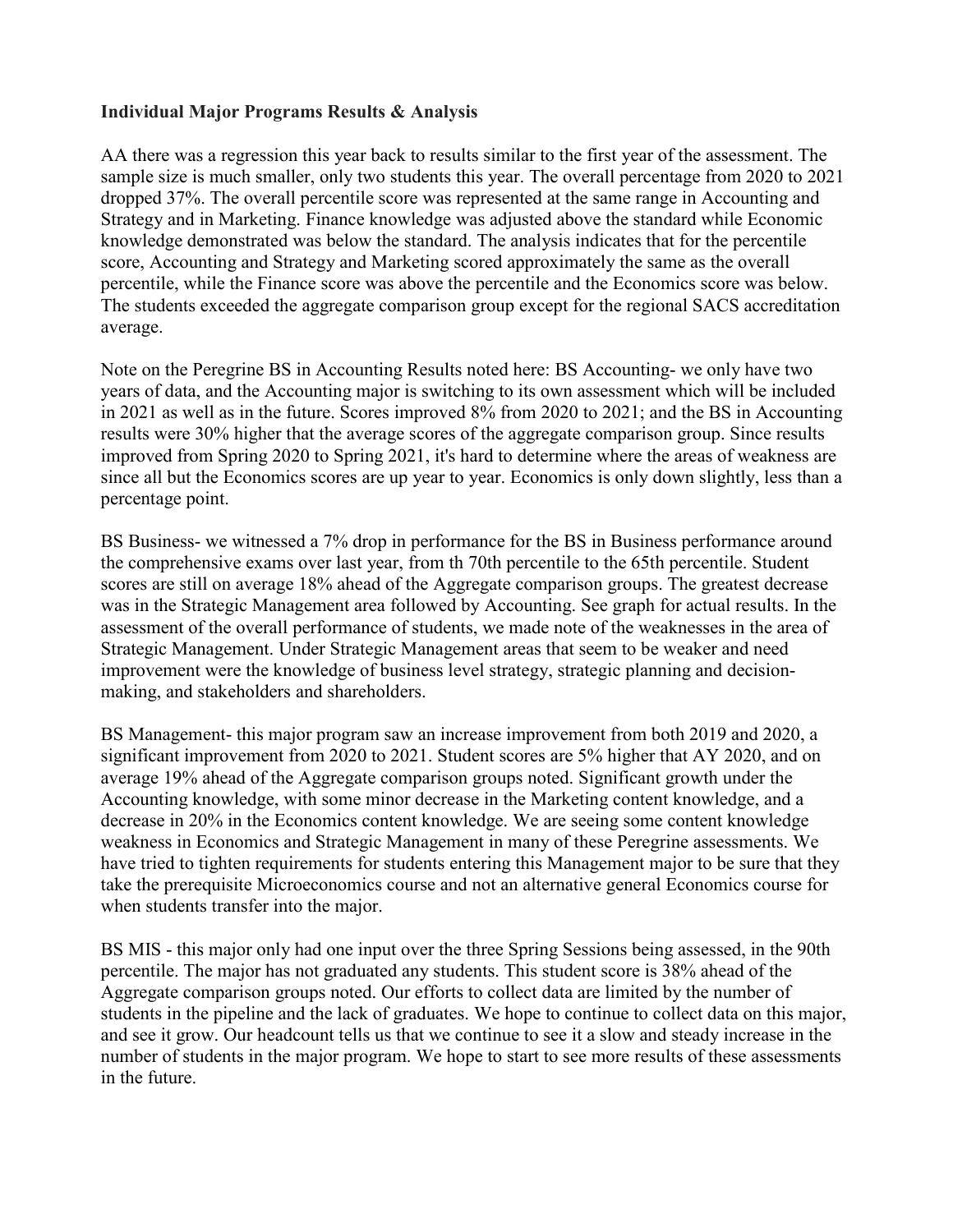**Individual Major Programs Results & Analysis**

AA there was a regression this year back to results similar to the first year of the assessment. The sample size is much smaller, only two students this year. The overall percentage from 2020 to 2021 dropped 37%. The overall percentile score was represented at the same range in Accounting and Strategy and in Marketing. Finance knowledge was adjusted above the standard while Economic knowledge demonstrated was below the standard. The analysis indicates that for the percentile score, Accounting and Strategy and Marketing scored approximately the same as the overall percentile, while the Finance score was above the percentile and the Economics score was below. The students exceeded the aggregate comparison group except for the regional SACS accreditation average.

Note on the Peregrine BS in Accounting Results noted here: BS Accounting- we only have two years of data, and the Accounting major is switching to its own assessment which will be included in 2021 as well as in the future. Scores improved 8% from 2020 to 2021; and the BS in Accounting results were 30% higher that the average scores of the aggregate comparison group. Since results improved from Spring 2020 to Spring 2021, it's hard to determine where the areas of weakness are since all but the Economics scores are up year to year. Economics is only down slightly, less than a percentage point.

BS Business- we witnessed a 7% drop in performance for the BS in Business performance around the comprehensive exams over last year, from th 70th percentile to the 65th percentile. Student scores are still on average 18% ahead of the Aggregate comparison groups. The greatest decrease was in the Strategic Management area followed by Accounting. See graph for actual results. In the assessment of the overall performance of students, we made note of the weaknesses in the area of Strategic Management. Under Strategic Management areas that seem to be weaker and need improvement were the knowledge of business level strategy, strategic planning and decision-making, and stakeholders and shareholders.

BS Management- this major program saw an increase improvement from both 2019 and 2020, a significant improvement from 2020 to 2021. Student scores are 5% higher that AY 2020, and on average 19% ahead of the Aggregate comparison groups noted. Significant growth under the Accounting knowledge, with some minor decrease in the Marketing content knowledge, and a decrease in 20% in the Economics content knowledge. We are seeing some content knowledge weakness in Economics and Strategic Management in many of these Peregrine assessments. We have tried to tighten requirements for students entering this Management major to be sure that they take the prerequisite Microeconomics course and not an alternative general Economics course for when students transfer into the major.

BS MIS - this major only had one input over the three Spring Sessions being assessed, in the 90th percentile. The major has not graduated any students. This student score is 38% ahead of the Aggregate comparison groups noted. Our efforts to collect data are limited by the number of students in the pipeline and the lack of graduates. We hope to continue to collect data on this major, and see it grow. Our headcount tells us that we continue to see it a slow and steady increase in the number of students in the major program. We hope to start to see more results of these assessments in the future.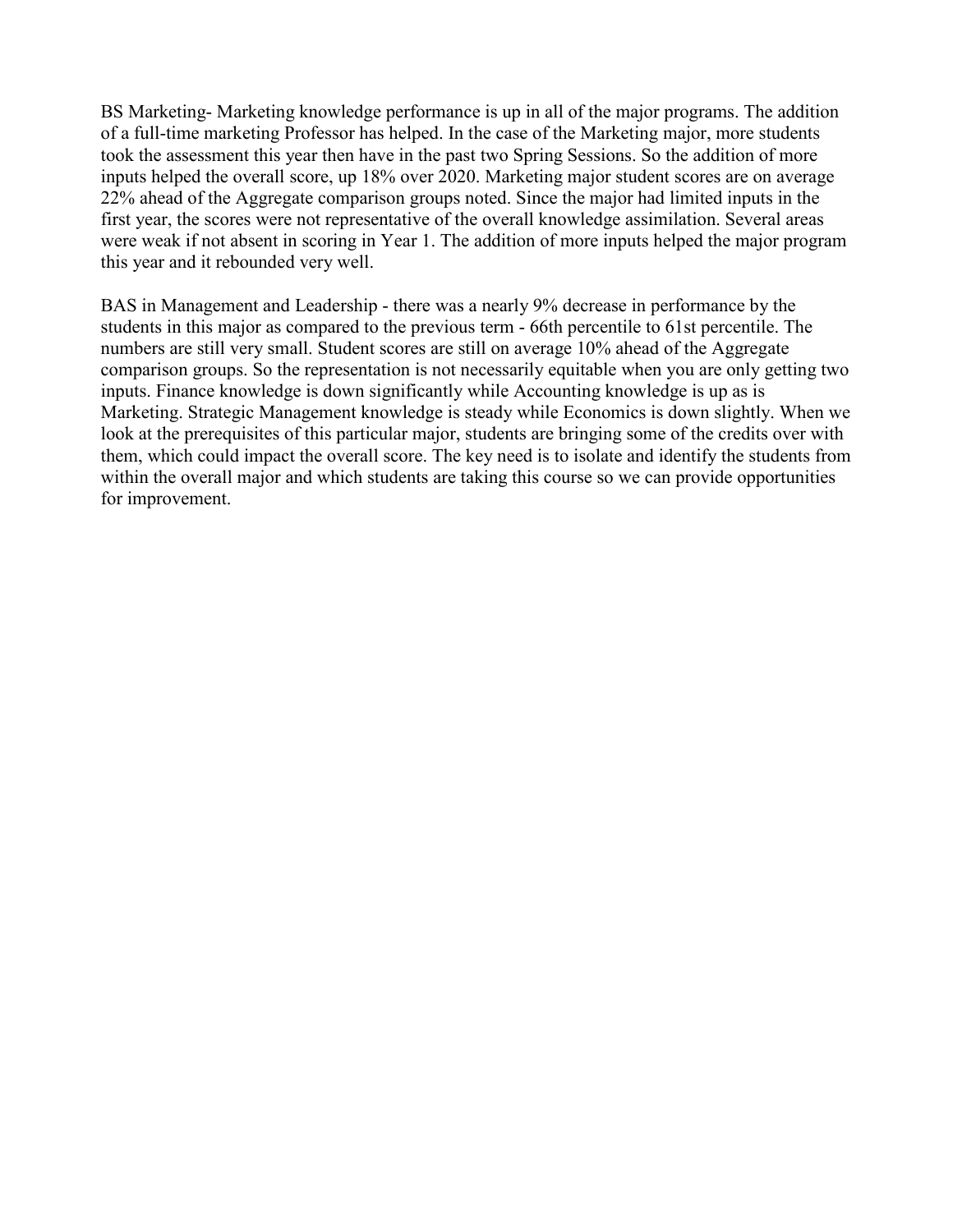BS Marketing- Marketing knowledge performance is up in all of the major programs. The addition of a full-time marketing Professor has helped. In the case of the Marketing major, more students took the assessment this year then have in the past two Spring Sessions. So the addition of more inputs helped the overall score, up 18% over 2020. Marketing major student scores are on average 22% ahead of the Aggregate comparison groups noted. Since the major had limited inputs in the first year, the scores were not representative of the overall knowledge assimilation. Several areas were weak if not absent in scoring in Year 1. The addition of more inputs helped the major program this year and it rebounded very well.

BAS in Management and Leadership - there was a nearly 9% decrease in performance by the students in this major as compared to the previous term - 66th percentile to 61st percentile. The numbers are still very small. Student scores are still on average 10% ahead of the Aggregate comparison groups. So the representation is not necessarily equitable when you are only getting two inputs. Finance knowledge is down significantly while Accounting knowledge is up as is Marketing. Strategic Management knowledge is steady while Economics is down slightly. When we look at the prerequisites of this particular major, students are bringing some of the credits over with them, which could impact the overall score. The key need is to isolate and identify the students from within the overall major and which students are taking this course so we can provide opportunities for improvement.